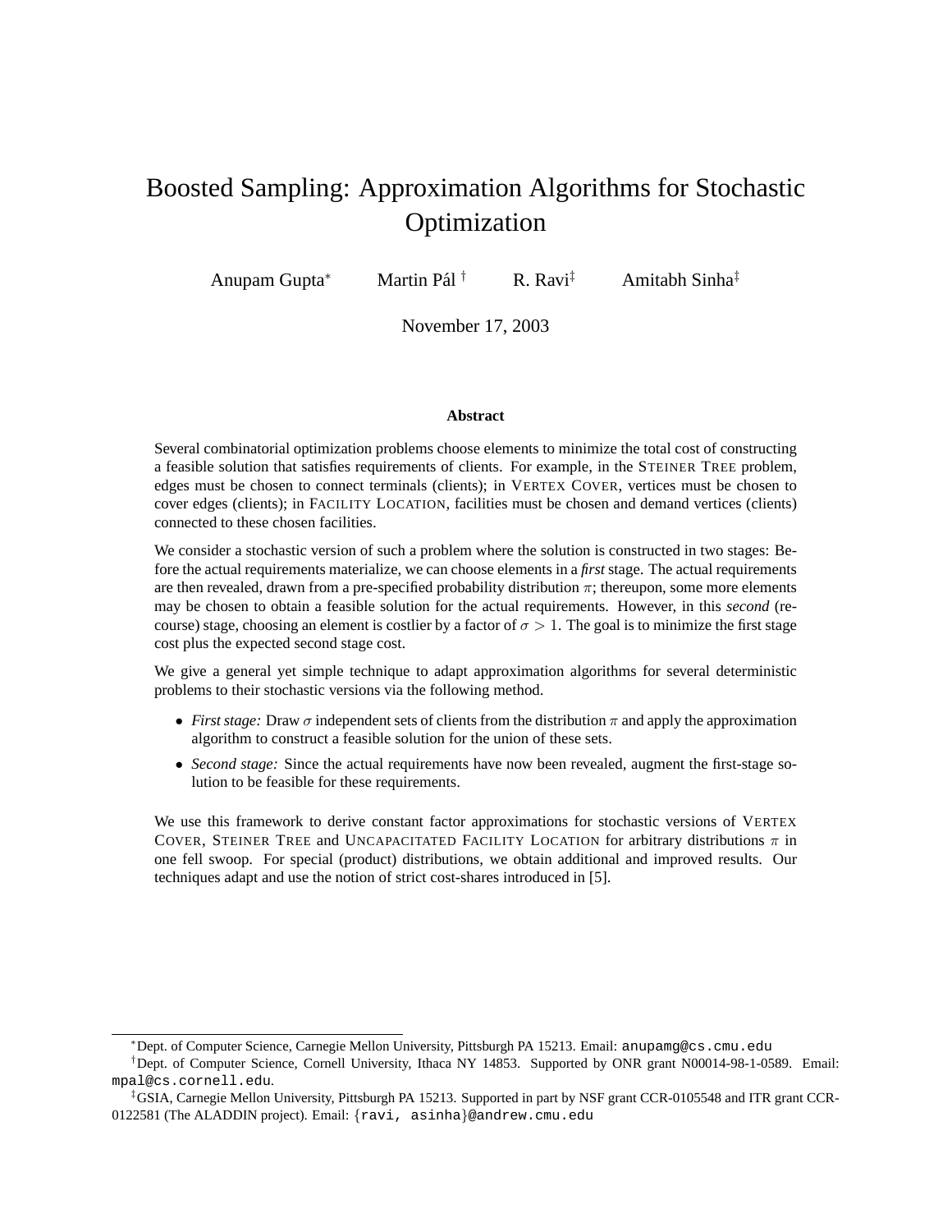# Boosted Sampling: Approximation Algorithms for Stochastic Optimization

Anupam Gupta[*] Martin Pál[†] R. Ravi[‡] Amitabh Sinha[‡]

November 17, 2003

### Abstract

Several combinatorial optimization problems choose elements to minimize the total cost of constructing a feasible solution that satisfies requirements of clients. For example, in the STEINER TREE problem, edges must be chosen to connect terminals (clients); in VERTEX COVER, vertices must be chosen to cover edges (clients); in FACILITY LOCATION, facilities must be chosen and demand vertices (clients) connected to these chosen facilities.

We consider a stochastic version of such a problem where the solution is constructed in two stages: Before the actual requirements materialize, we can choose elements in a *first* stage. The actual requirements are then revealed, drawn from a pre-specified probability distribution $\pi$; thereupon, some more elements may be chosen to obtain a feasible solution for the actual requirements. However, in this *second* (recourse) stage, choosing an element is costlier by a factor of $\sigma > 1$. The goal is to minimize the first stage cost plus the expected second stage cost.

We give a general yet simple technique to adapt approximation algorithms for several deterministic problems to their stochastic versions via the following method.

- *First stage:* Draw $\sigma$ independent sets of clients from the distribution $\pi$ and apply the approximation algorithm to construct a feasible solution for the union of these sets.
- *Second stage:* Since the actual requirements have now been revealed, augment the first-stage solution to be feasible for these requirements.

We use this framework to derive constant factor approximations for stochastic versions of VERTEX COVER, STEINER TREE and UNCAPACITATED FACILITY LOCATION for arbitrary distributions $\pi$ in one fell swoop. For special (product) distributions, we obtain additional and improved results. Our techniques adapt and use the notion of strict cost-shares introduced in [5].

---

[*] Dept. of Computer Science, Carnegie Mellon University, Pittsburgh PA 15213. Email: anupamg@cs.cmu.edu

[†] Dept. of Computer Science, Cornell University, Ithaca NY 14853. Supported by ONR grant N00014-98-1-0589. Email: mpal@cs.cornell.edu.

[‡] GSIA, Carnegie Mellon University, Pittsburgh PA 15213. Supported in part by NSF grant CCR-0105548 and ITR grant CCR-0122581 (The ALADDIN project). Email: {ravi, asinha}@andrew.cmu.edu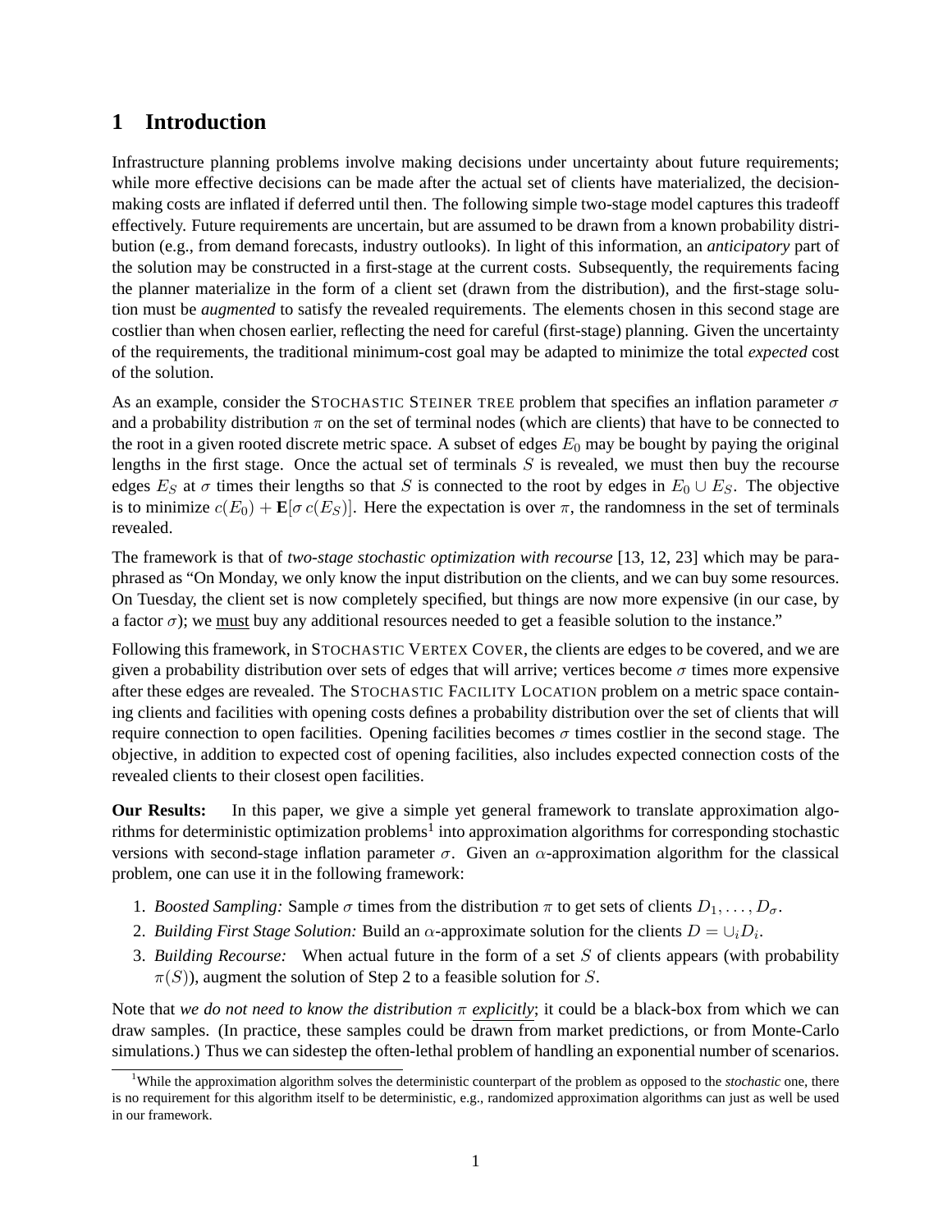# 1 Introduction

Infrastructure planning problems involve making decisions under uncertainty about future requirements; while more effective decisions can be made after the actual set of clients have materialized, the decision-making costs are inflated if deferred until then. The following simple two-stage model captures this tradeoff effectively. Future requirements are uncertain, but are assumed to be drawn from a known probability distribution (e.g., from demand forecasts, industry outlooks). In light of this information, an *anticipatory* part of the solution may be constructed in a first-stage at the current costs. Subsequently, the requirements facing the planner materialize in the form of a client set (drawn from the distribution), and the first-stage solution must be *augmented* to satisfy the revealed requirements. The elements chosen in this second stage are costlier than when chosen earlier, reflecting the need for careful (first-stage) planning. Given the uncertainty of the requirements, the traditional minimum-cost goal may be adapted to minimize the total *expected* cost of the solution.

As an example, consider the STOCHASTIC STEINER TREE problem that specifies an inflation parameter $\sigma$ and a probability distribution $\pi$ on the set of terminal nodes (which are clients) that have to be connected to the root in a given rooted discrete metric space. A subset of edges $E_0$ may be bought by paying the original lengths in the first stage. Once the actual set of terminals $S$ is revealed, we must then buy the recourse edges $E_S$ at $\sigma$ times their lengths so that $S$ is connected to the root by edges in $E_0 \cup E_S$. The objective is to minimize $c(E_0) + \mathbf{E}[\sigma\, c(E_S)]$. Here the expectation is over $\pi$, the randomness in the set of terminals revealed.

The framework is that of *two-stage stochastic optimization with recourse* [13, 12, 23] which may be paraphrased as "On Monday, we only know the input distribution on the clients, and we can buy some resources. On Tuesday, the client set is now completely specified, but things are now more expensive (in our case, by a factor $\sigma$); we must buy any additional resources needed to get a feasible solution to the instance."

Following this framework, in STOCHASTIC VERTEX COVER, the clients are edges to be covered, and we are given a probability distribution over sets of edges that will arrive; vertices become $\sigma$ times more expensive after these edges are revealed. The STOCHASTIC FACILITY LOCATION problem on a metric space containing clients and facilities with opening costs defines a probability distribution over the set of clients that will require connection to open facilities. Opening facilities becomes $\sigma$ times costlier in the second stage. The objective, in addition to expected cost of opening facilities, also includes expected connection costs of the revealed clients to their closest open facilities.

**Our Results:** In this paper, we give a simple yet general framework to translate approximation algorithms for deterministic optimization problems[1] into approximation algorithms for corresponding stochastic versions with second-stage inflation parameter $\sigma$. Given an $\alpha$-approximation algorithm for the classical problem, one can use it in the following framework:

1. *Boosted Sampling:* Sample $\sigma$ times from the distribution $\pi$ to get sets of clients $D_1, \ldots, D_\sigma$.
2. *Building First Stage Solution:* Build an $\alpha$-approximate solution for the clients $D = \cup_i D_i$.
3. *Building Recourse:* When actual future in the form of a set $S$ of clients appears (with probability $\pi(S)$), augment the solution of Step 2 to a feasible solution for $S$.

Note that *we do not need to know the distribution $\pi$ explicitly*; it could be a black-box from which we can draw samples. (In practice, these samples could be drawn from market predictions, or from Monte-Carlo simulations.) Thus we can sidestep the often-lethal problem of handling an exponential number of scenarios.

[1] While the approximation algorithm solves the deterministic counterpart of the problem as opposed to the *stochastic* one, there is no requirement for this algorithm itself to be deterministic, e.g., randomized approximation algorithms can just as well be used in our framework.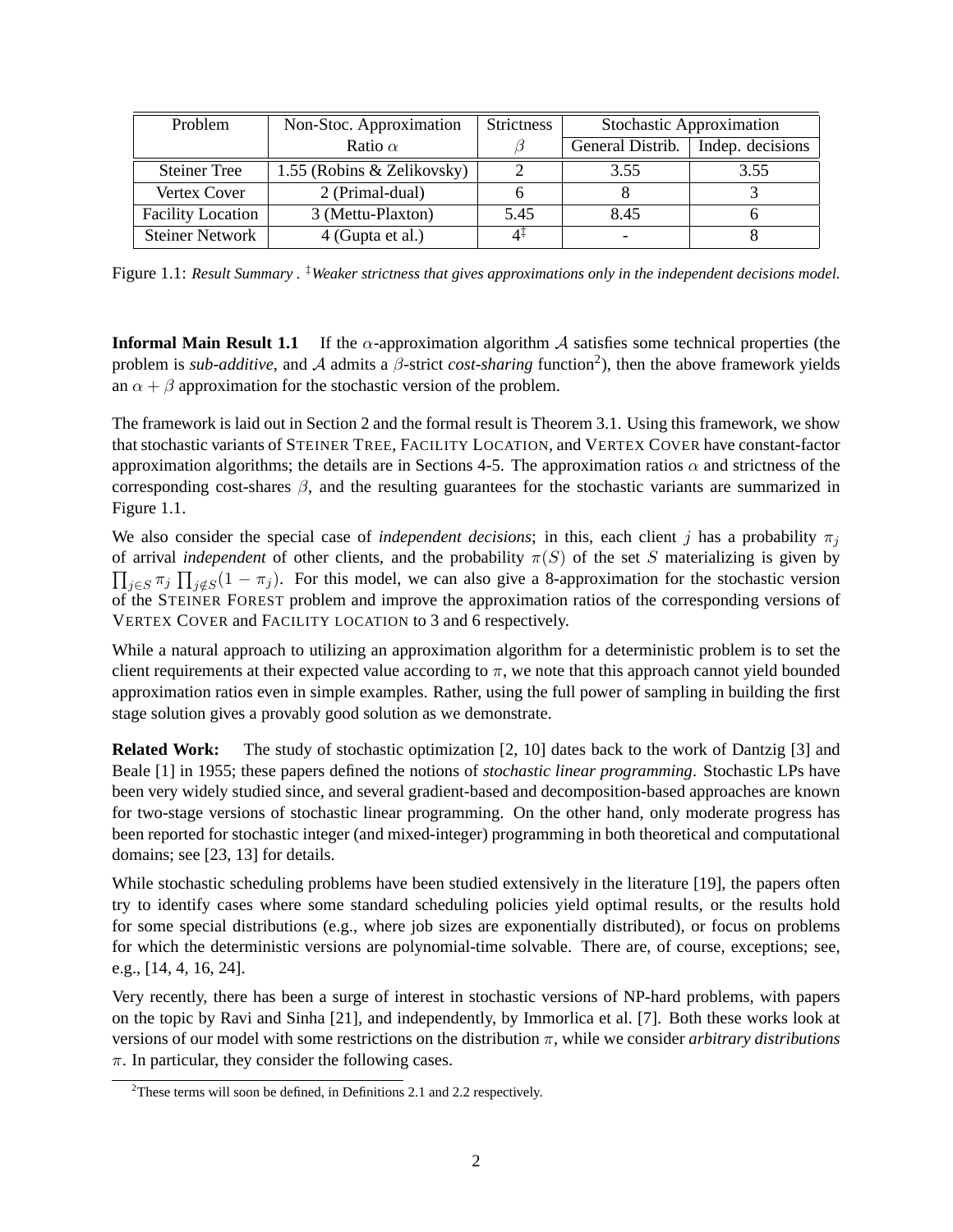| Problem | Non-Stoc. Approximation Ratio $\alpha$ | Strictness $\beta$ | Stochastic Approximation | |
|---|---|---|---|---|
| | | | General Distrib. | Indep. decisions |
| Steiner Tree | 1.55 (Robins & Zelikovsky) | 2 | 3.55 | 3.55 |
| Vertex Cover | 2 (Primal-dual) | 6 | 8 | 3 |
| Facility Location | 3 (Mettu-Plaxton) | 5.45 | 8.45 | 6 |
| Steiner Network | 4 (Gupta et al.) | $4^{\ddagger}$ | - | 8 |

Figure 1.1: *Result Summary . $^{\ddagger}$Weaker strictness that gives approximations only in the independent decisions model.*

**Informal Main Result 1.1** If the $\alpha$-approximation algorithm $\mathcal{A}$ satisfies some technical properties (the problem is *sub-additive*, and $\mathcal{A}$ admits a $\beta$-strict *cost-sharing* function[2]), then the above framework yields an $\alpha + \beta$ approximation for the stochastic version of the problem.

The framework is laid out in Section 2 and the formal result is Theorem 3.1. Using this framework, we show that stochastic variants of STEINER TREE, FACILITY LOCATION, and VERTEX COVER have constant-factor approximation algorithms; the details are in Sections 4-5. The approximation ratios $\alpha$ and strictness of the corresponding cost-shares $\beta$, and the resulting guarantees for the stochastic variants are summarized in Figure 1.1.

We also consider the special case of *independent decisions*; in this, each client $j$ has a probability $\pi_j$ of arrival *independent* of other clients, and the probability $\pi(S)$ of the set $S$ materializing is given by $\prod_{j \in S} \pi_j \prod_{j \notin S}(1 - \pi_j)$. For this model, we can also give a 8-approximation for the stochastic version of the STEINER FOREST problem and improve the approximation ratios of the corresponding versions of VERTEX COVER and FACILITY LOCATION to 3 and 6 respectively.

While a natural approach to utilizing an approximation algorithm for a deterministic problem is to set the client requirements at their expected value according to $\pi$, we note that this approach cannot yield bounded approximation ratios even in simple examples. Rather, using the full power of sampling in building the first stage solution gives a provably good solution as we demonstrate.

**Related Work:** The study of stochastic optimization [2, 10] dates back to the work of Dantzig [3] and Beale [1] in 1955; these papers defined the notions of *stochastic linear programming*. Stochastic LPs have been very widely studied since, and several gradient-based and decomposition-based approaches are known for two-stage versions of stochastic linear programming. On the other hand, only moderate progress has been reported for stochastic integer (and mixed-integer) programming in both theoretical and computational domains; see [23, 13] for details.

While stochastic scheduling problems have been studied extensively in the literature [19], the papers often try to identify cases where some standard scheduling policies yield optimal results, or the results hold for some special distributions (e.g., where job sizes are exponentially distributed), or focus on problems for which the deterministic versions are polynomial-time solvable. There are, of course, exceptions; see, e.g., [14, 4, 16, 24].

Very recently, there has been a surge of interest in stochastic versions of NP-hard problems, with papers on the topic by Ravi and Sinha [21], and independently, by Immorlica et al. [7]. Both these works look at versions of our model with some restrictions on the distribution $\pi$, while we consider *arbitrary distributions* $\pi$. In particular, they consider the following cases.

[2]These terms will soon be defined, in Definitions 2.1 and 2.2 respectively.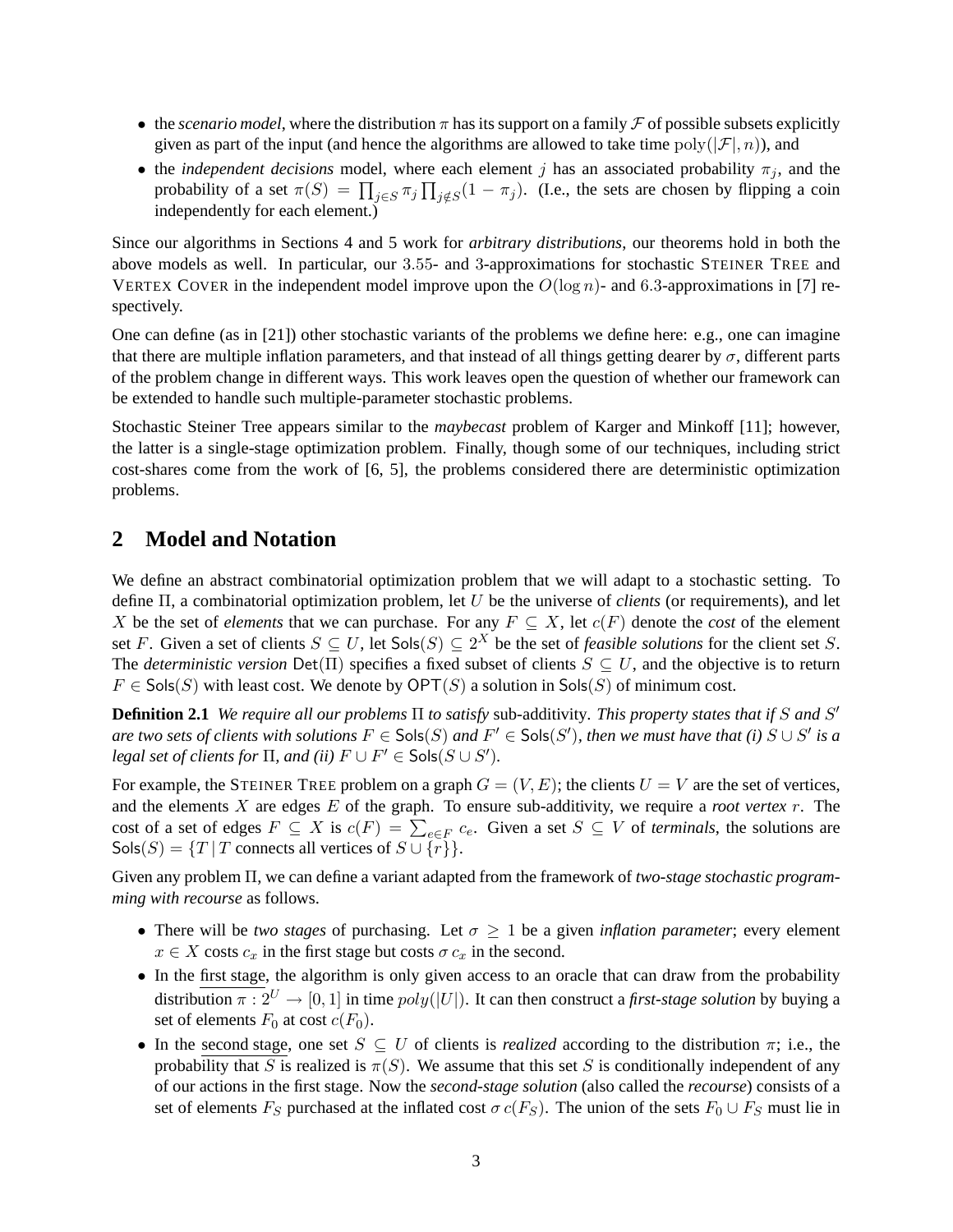- the *scenario model*, where the distribution $\pi$ has its support on a family $\mathcal{F}$ of possible subsets explicitly given as part of the input (and hence the algorithms are allowed to take time $\mathrm{poly}(|\mathcal{F}|, n)$), and
- the *independent decisions* model, where each element $j$ has an associated probability $\pi_j$, and the probability of a set $\pi(S) = \prod_{j \in S} \pi_j \prod_{j \notin S}(1 - \pi_j)$. (I.e., the sets are chosen by flipping a coin independently for each element.)

Since our algorithms in Sections 4 and 5 work for *arbitrary distributions*, our theorems hold in both the above models as well. In particular, our $3.55$- and $3$-approximations for stochastic STEINER TREE and VERTEX COVER in the independent model improve upon the $O(\log n)$- and $6.3$-approximations in [7] respectively.

One can define (as in [21]) other stochastic variants of the problems we define here: e.g., one can imagine that there are multiple inflation parameters, and that instead of all things getting dearer by $\sigma$, different parts of the problem change in different ways. This work leaves open the question of whether our framework can be extended to handle such multiple-parameter stochastic problems.

Stochastic Steiner Tree appears similar to the *maybecast* problem of Karger and Minkoff [11]; however, the latter is a single-stage optimization problem. Finally, though some of our techniques, including strict cost-shares come from the work of [6, 5], the problems considered there are deterministic optimization problems.

## 2 Model and Notation

We define an abstract combinatorial optimization problem that we will adapt to a stochastic setting. To define $\Pi$, a combinatorial optimization problem, let $U$ be the universe of *clients* (or requirements), and let $X$ be the set of *elements* that we can purchase. For any $F \subseteq X$, let $c(F)$ denote the *cost* of the element set $F$. Given a set of clients $S \subseteq U$, let $\mathsf{Sols}(S) \subseteq 2^X$ be the set of *feasible solutions* for the client set $S$. The *deterministic version* $\mathsf{Det}(\Pi)$ specifies a fixed subset of clients $S \subseteq U$, and the objective is to return $F \in \mathsf{Sols}(S)$ with least cost. We denote by $\mathsf{OPT}(S)$ a solution in $\mathsf{Sols}(S)$ of minimum cost.

**Definition 2.1** *We require all our problems $\Pi$ to satisfy* sub-additivity. *This property states that if $S$ and $S'$ are two sets of clients with solutions $F \in \mathsf{Sols}(S)$ and $F' \in \mathsf{Sols}(S')$, then we must have that (i) $S \cup S'$ is a legal set of clients for $\Pi$, and (ii) $F \cup F' \in \mathsf{Sols}(S \cup S')$.*

For example, the STEINER TREE problem on a graph $G = (V, E)$; the clients $U = V$ are the set of vertices, and the elements $X$ are edges $E$ of the graph. To ensure sub-additivity, we require a *root vertex* $r$. The cost of a set of edges $F \subseteq X$ is $c(F) = \sum_{e \in F} c_e$. Given a set $S \subseteq V$ of *terminals*, the solutions are $\mathsf{Sols}(S) = \{T \mid T \text{ connects all vertices of } S \cup \{r\}\}$.

Given any problem $\Pi$, we can define a variant adapted from the framework of *two-stage stochastic programming with recourse* as follows.

- There will be *two stages* of purchasing. Let $\sigma \geq 1$ be a given *inflation parameter*; every element $x \in X$ costs $c_x$ in the first stage but costs $\sigma\, c_x$ in the second.
- In the first stage, the algorithm is only given access to an oracle that can draw from the probability distribution $\pi : 2^U \to [0, 1]$ in time $poly(|U|)$. It can then construct a *first-stage solution* by buying a set of elements $F_0$ at cost $c(F_0)$.
- In the second stage, one set $S \subseteq U$ of clients is *realized* according to the distribution $\pi$; i.e., the probability that $S$ is realized is $\pi(S)$. We assume that this set $S$ is conditionally independent of any of our actions in the first stage. Now the *second-stage solution* (also called the *recourse*) consists of a set of elements $F_S$ purchased at the inflated cost $\sigma\, c(F_S)$. The union of the sets $F_0 \cup F_S$ must lie in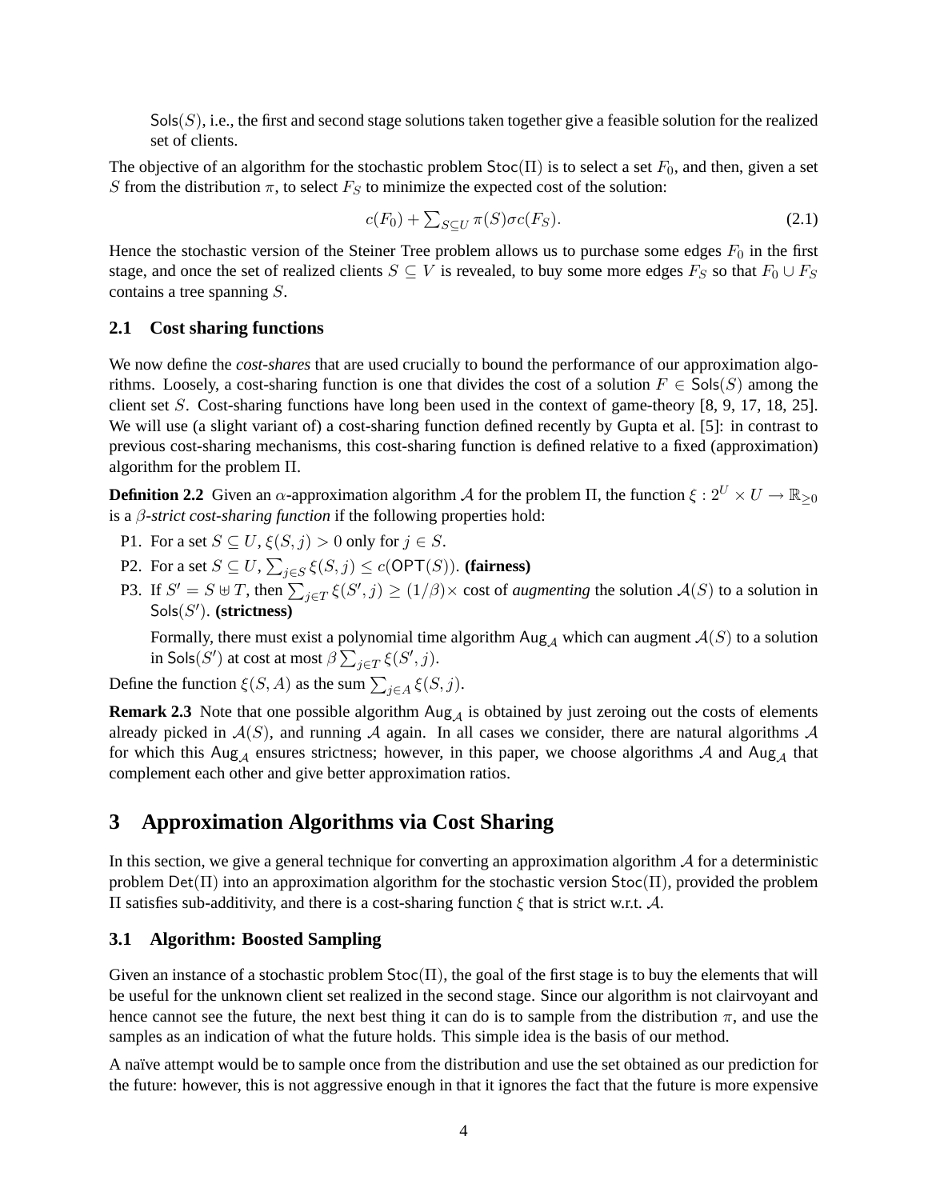$\mathsf{Sols}(S)$, i.e., the first and second stage solutions taken together give a feasible solution for the realized set of clients.

The objective of an algorithm for the stochastic problem $\mathsf{Stoc}(\Pi)$ is to select a set $F_0$, and then, given a set $S$ from the distribution $\pi$, to select $F_S$ to minimize the expected cost of the solution:

$$c(F_0) + \sum_{S \subseteq U} \pi(S) \sigma c(F_S). \tag{2.1}$$

Hence the stochastic version of the Steiner Tree problem allows us to purchase some edges $F_0$ in the first stage, and once the set of realized clients $S \subseteq V$ is revealed, to buy some more edges $F_S$ so that $F_0 \cup F_S$ contains a tree spanning $S$.

### 2.1 Cost sharing functions

We now define the *cost-shares* that are used crucially to bound the performance of our approximation algorithms. Loosely, a cost-sharing function is one that divides the cost of a solution $F \in \mathsf{Sols}(S)$ among the client set $S$. Cost-sharing functions have long been used in the context of game-theory [8, 9, 17, 18, 25]. We will use (a slight variant of) a cost-sharing function defined recently by Gupta et al. [5]: in contrast to previous cost-sharing mechanisms, this cost-sharing function is defined relative to a fixed (approximation) algorithm for the problem $\Pi$.

**Definition 2.2** Given an $\alpha$-approximation algorithm $\mathcal{A}$ for the problem $\Pi$, the function $\xi : 2^U \times U \to \mathbb{R}_{\geq 0}$ is a *$\beta$-strict cost-sharing function* if the following properties hold:

- P1. For a set $S \subseteq U$, $\xi(S, j) > 0$ only for $j \in S$.
- P2. For a set $S \subseteq U$, $\sum_{j \in S} \xi(S, j) \leq c(\mathsf{OPT}(S))$. **(fairness)**
- P3. If $S' = S \uplus T$, then $\sum_{j \in T} \xi(S', j) \geq (1/\beta) \times$ cost of *augmenting* the solution $\mathcal{A}(S)$ to a solution in $\mathsf{Sols}(S')$. **(strictness)**

  Formally, there must exist a polynomial time algorithm $\mathsf{Aug}_{\mathcal{A}}$ which can augment $\mathcal{A}(S)$ to a solution in $\mathsf{Sols}(S')$ at cost at most $\beta \sum_{j \in T} \xi(S', j)$.

Define the function $\xi(S, A)$ as the sum $\sum_{j \in A} \xi(S, j)$.

**Remark 2.3** Note that one possible algorithm $\mathsf{Aug}_{\mathcal{A}}$ is obtained by just zeroing out the costs of elements already picked in $\mathcal{A}(S)$, and running $\mathcal{A}$ again. In all cases we consider, there are natural algorithms $\mathcal{A}$ for which this $\mathsf{Aug}_{\mathcal{A}}$ ensures strictness; however, in this paper, we choose algorithms $\mathcal{A}$ and $\mathsf{Aug}_{\mathcal{A}}$ that complement each other and give better approximation ratios.

## 3 Approximation Algorithms via Cost Sharing

In this section, we give a general technique for converting an approximation algorithm $\mathcal{A}$ for a deterministic problem $\mathsf{Det}(\Pi)$ into an approximation algorithm for the stochastic version $\mathsf{Stoc}(\Pi)$, provided the problem $\Pi$ satisfies sub-additivity, and there is a cost-sharing function $\xi$ that is strict w.r.t. $\mathcal{A}$.

### 3.1 Algorithm: Boosted Sampling

Given an instance of a stochastic problem $\mathsf{Stoc}(\Pi)$, the goal of the first stage is to buy the elements that will be useful for the unknown client set realized in the second stage. Since our algorithm is not clairvoyant and hence cannot see the future, the next best thing it can do is to sample from the distribution $\pi$, and use the samples as an indication of what the future holds. This simple idea is the basis of our method.

A naïve attempt would be to sample once from the distribution and use the set obtained as our prediction for the future: however, this is not aggressive enough in that it ignores the fact that the future is more expensive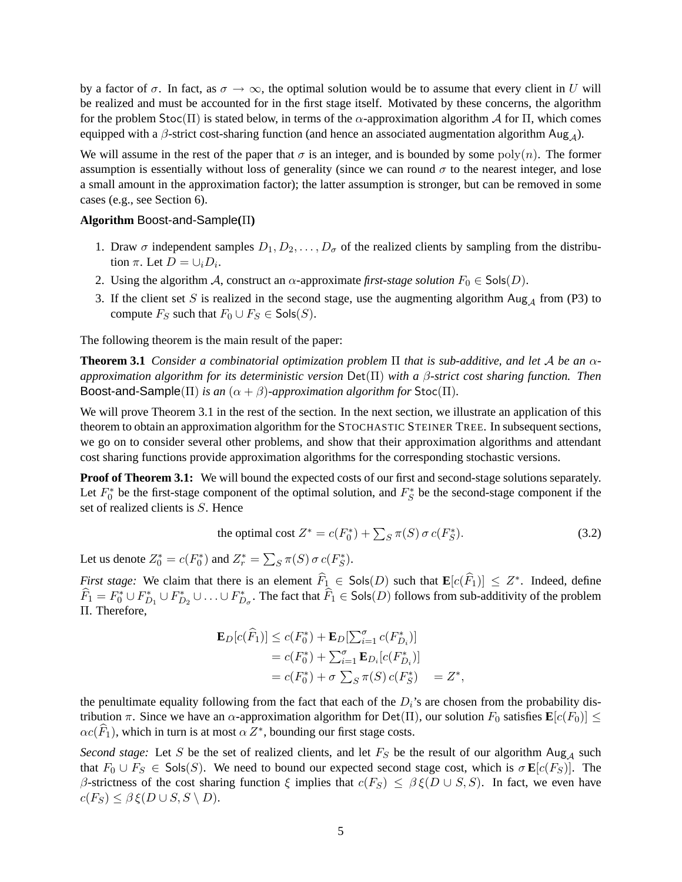by a factor of $\sigma$. In fact, as $\sigma \to \infty$, the optimal solution would be to assume that every client in $U$ will be realized and must be accounted for in the first stage itself. Motivated by these concerns, the algorithm for the problem $\mathsf{Stoc}(\Pi)$ is stated below, in terms of the $\alpha$-approximation algorithm $\mathcal{A}$ for $\Pi$, which comes equipped with a $\beta$-strict cost-sharing function (and hence an associated augmentation algorithm $\mathsf{Aug}_{\mathcal{A}}$).

We will assume in the rest of the paper that $\sigma$ is an integer, and is bounded by some $\mathrm{poly}(n)$. The former assumption is essentially without loss of generality (since we can round $\sigma$ to the nearest integer, and lose a small amount in the approximation factor); the latter assumption is stronger, but can be removed in some cases (e.g., see Section 6).

**Algorithm** Boost-and-Sample($\Pi$)

1. Draw $\sigma$ independent samples $D_1, D_2, \ldots, D_\sigma$ of the realized clients by sampling from the distribution $\pi$. Let $D = \cup_i D_i$.
2. Using the algorithm $\mathcal{A}$, construct an $\alpha$-approximate *first-stage solution* $F_0 \in \mathsf{Sols}(D)$.
3. If the client set $S$ is realized in the second stage, use the augmenting algorithm $\mathsf{Aug}_{\mathcal{A}}$ from (P3) to compute $F_S$ such that $F_0 \cup F_S \in \mathsf{Sols}(S)$.

The following theorem is the main result of the paper:

**Theorem 3.1** *Consider a combinatorial optimization problem $\Pi$ that is sub-additive, and let $\mathcal{A}$ be an $\alpha$-approximation algorithm for its deterministic version $\mathsf{Det}(\Pi)$ with a $\beta$-strict cost sharing function. Then* Boost-and-Sample($\Pi$) *is an $(\alpha + \beta)$-approximation algorithm for* $\mathsf{Stoc}(\Pi)$.

We will prove Theorem 3.1 in the rest of the section. In the next section, we illustrate an application of this theorem to obtain an approximation algorithm for the STOCHASTIC STEINER TREE. In subsequent sections, we go on to consider several other problems, and show that their approximation algorithms and attendant cost sharing functions provide approximation algorithms for the corresponding stochastic versions.

**Proof of Theorem 3.1:** We will bound the expected costs of our first and second-stage solutions separately. Let $F_0^*$ be the first-stage component of the optimal solution, and $F_S^*$ be the second-stage component if the set of realized clients is $S$. Hence

$$\text{the optimal cost } Z^* = c(F_0^*) + \textstyle\sum_S \pi(S)\, \sigma\, c(F_S^*). \tag{3.2}$$

Let us denote $Z_0^* = c(F_0^*)$ and $Z_r^* = \sum_S \pi(S)\, \sigma\, c(F_S^*)$.

*First stage:* We claim that there is an element $\widehat{F}_1 \in \mathsf{Sols}(D)$ such that $\mathbf{E}[c(\widehat{F}_1)] \leq Z^*$. Indeed, define $\widehat{F}_1 = F_0^* \cup F_{D_1}^* \cup F_{D_2}^* \cup \ldots \cup F_{D_\sigma}^*$. The fact that $\widehat{F}_1 \in \mathsf{Sols}(D)$ follows from sub-additivity of the problem $\Pi$. Therefore,

$$\begin{aligned}
\mathbf{E}_D[c(\widehat{F}_1)] &\leq c(F_0^*) + \mathbf{E}_D[\textstyle\sum_{i=1}^{\sigma} c(F_{D_i}^*)] \\
&= c(F_0^*) + \textstyle\sum_{i=1}^{\sigma} \mathbf{E}_{D_i}[c(F_{D_i}^*)] \\
&= c(F_0^*) + \sigma \textstyle\sum_S \pi(S)\, c(F_S^*) \quad = Z^*,
\end{aligned}$$

the penultimate equality following from the fact that each of the $D_i$'s are chosen from the probability distribution $\pi$. Since we have an $\alpha$-approximation algorithm for $\mathsf{Det}(\Pi)$, our solution $F_0$ satisfies $\mathbf{E}[c(F_0)] \leq \alpha c(\widehat{F}_1)$, which in turn is at most $\alpha\, Z^*$, bounding our first stage costs.

*Second stage:* Let $S$ be the set of realized clients, and let $F_S$ be the result of our algorithm $\mathsf{Aug}_{\mathcal{A}}$ such that $F_0 \cup F_S \in \mathsf{Sols}(S)$. We need to bound our expected second stage cost, which is $\sigma\, \mathbf{E}[c(F_S)]$. The $\beta$-strictness of the cost sharing function $\xi$ implies that $c(F_S) \leq \beta\, \xi(D \cup S, S)$. In fact, we even have $c(F_S) \leq \beta\, \xi(D \cup S, S \setminus D)$.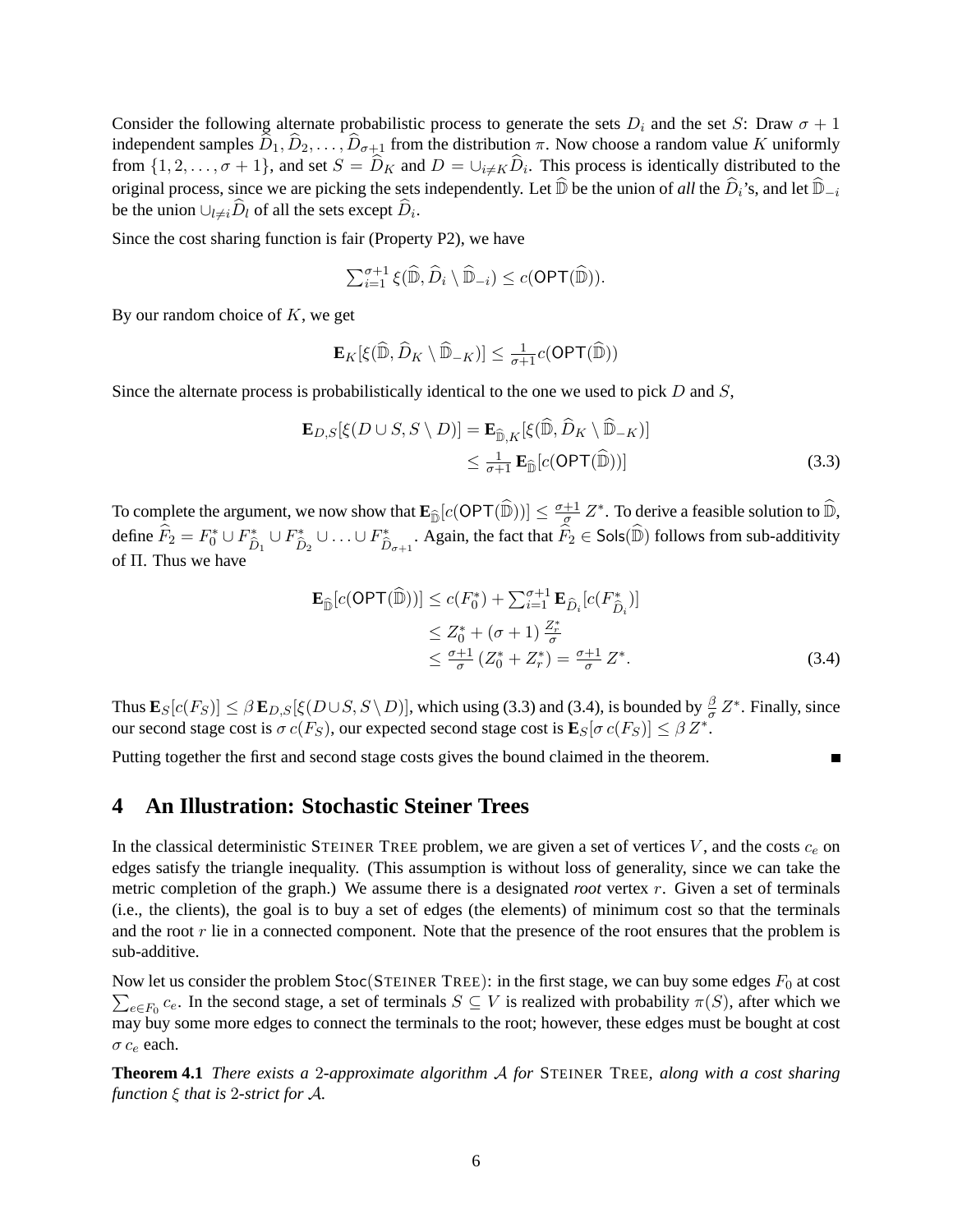Consider the following alternate probabilistic process to generate the sets $D_i$ and the set $S$: Draw $\sigma + 1$ independent samples $\widehat{D}_1, \widehat{D}_2, \ldots, \widehat{D}_{\sigma+1}$ from the distribution $\pi$. Now choose a random value $K$ uniformly from $\{1, 2, \ldots, \sigma + 1\}$, and set $S = \widehat{D}_K$ and $D = \cup_{i \neq K} \widehat{D}_i$. This process is identically distributed to the original process, since we are picking the sets independently. Let $\widehat{\mathbb{D}}$ be the union of *all* the $\widehat{D}_i$'s, and let $\widehat{\mathbb{D}}_{-i}$ be the union $\cup_{l \neq i} \widehat{D}_l$ of all the sets except $\widehat{D}_i$.

Since the cost sharing function is fair (Property P2), we have

$$\textstyle\sum_{i=1}^{\sigma+1} \xi(\widehat{\mathbb{D}}, \widehat{D}_i \setminus \widehat{\mathbb{D}}_{-i}) \leq c(\mathsf{OPT}(\widehat{\mathbb{D}})).$$

By our random choice of $K$, we get

$$\mathbf{E}_K[\xi(\widehat{\mathbb{D}}, \widehat{D}_K \setminus \widehat{\mathbb{D}}_{-K})] \leq \tfrac{1}{\sigma+1} c(\mathsf{OPT}(\widehat{\mathbb{D}}))$$

Since the alternate process is probabilistically identical to the one we used to pick $D$ and $S$,

$$\begin{aligned} \mathbf{E}_{D,S}[\xi(D \cup S, S \setminus D)] &= \mathbf{E}_{\widehat{\mathbb{D}},K}[\xi(\widehat{\mathbb{D}}, \widehat{D}_K \setminus \widehat{\mathbb{D}}_{-K})] \\ &\leq \tfrac{1}{\sigma+1}\, \mathbf{E}_{\widehat{\mathbb{D}}}[c(\mathsf{OPT}(\widehat{\mathbb{D}}))] \end{aligned} \tag{3.3}$$

To complete the argument, we now show that $\mathbf{E}_{\widehat{\mathbb{D}}}[c(\mathsf{OPT}(\widehat{\mathbb{D}}))] \leq \frac{\sigma+1}{\sigma} Z^*$. To derive a feasible solution to $\widehat{\mathbb{D}}$, define $\widehat{F}_2 = F_0^* \cup F^*_{\widehat{D}_1} \cup F^*_{\widehat{D}_2} \cup \ldots \cup F^*_{\widehat{D}_{\sigma+1}}$. Again, the fact that $\widehat{F}_2 \in \mathsf{Sols}(\widehat{\mathbb{D}})$ follows from sub-additivity of $\Pi$. Thus we have

$$\begin{aligned} \mathbf{E}_{\widehat{\mathbb{D}}}[c(\mathsf{OPT}(\widehat{\mathbb{D}}))] &\leq c(F_0^*) + \textstyle\sum_{i=1}^{\sigma+1} \mathbf{E}_{\widehat{D}_i}[c(F^*_{\widehat{D}_i})] \\ &\leq Z_0^* + (\sigma+1)\, \tfrac{Z_r^*}{\sigma} \\ &\leq \tfrac{\sigma+1}{\sigma}\,(Z_0^* + Z_r^*) = \tfrac{\sigma+1}{\sigma}\, Z^*. \end{aligned} \tag{3.4}$$

Thus $\mathbf{E}_S[c(F_S)] \leq \beta\, \mathbf{E}_{D,S}[\xi(D \cup S, S \setminus D)]$, which using (3.3) and (3.4), is bounded by $\frac{\beta}{\sigma} Z^*$. Finally, since our second stage cost is $\sigma\, c(F_S)$, our expected second stage cost is $\mathbf{E}_S[\sigma\, c(F_S)] \leq \beta\, Z^*$.

Putting together the first and second stage costs gives the bound claimed in the theorem. ∎

# 4 An Illustration: Stochastic Steiner Trees

In the classical deterministic STEINER TREE problem, we are given a set of vertices $V$, and the costs $c_e$ on edges satisfy the triangle inequality. (This assumption is without loss of generality, since we can take the metric completion of the graph.) We assume there is a designated *root* vertex $r$. Given a set of terminals (i.e., the clients), the goal is to buy a set of edges (the elements) of minimum cost so that the terminals and the root $r$ lie in a connected component. Note that the presence of the root ensures that the problem is sub-additive.

Now let us consider the problem $\mathsf{Stoc}$(STEINER TREE): in the first stage, we can buy some edges $F_0$ at cost $\sum_{e \in F_0} c_e$. In the second stage, a set of terminals $S \subseteq V$ is realized with probability $\pi(S)$, after which we may buy some more edges to connect the terminals to the root; however, these edges must be bought at cost $\sigma\, c_e$ each.

**Theorem 4.1** *There exists a 2-approximate algorithm $\mathcal{A}$ for* STEINER TREE*, along with a cost sharing function $\xi$ that is 2-strict for $\mathcal{A}$.*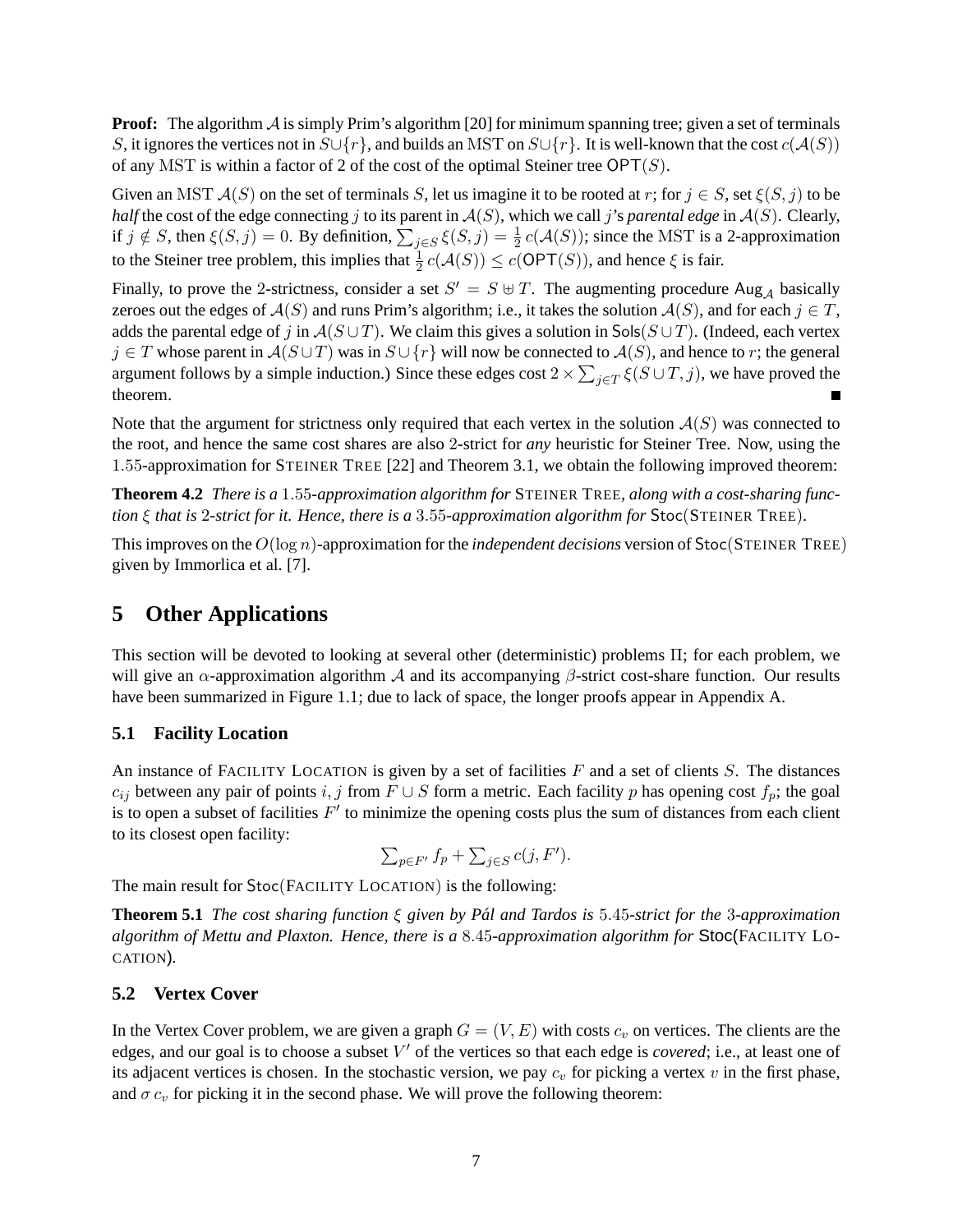**Proof:** The algorithm $\mathcal{A}$ is simply Prim's algorithm [20] for minimum spanning tree; given a set of terminals $S$, it ignores the vertices not in $S \cup \{r\}$, and builds an MST on $S \cup \{r\}$. It is well-known that the cost $c(\mathcal{A}(S))$ of any MST is within a factor of 2 of the cost of the optimal Steiner tree $\mathsf{OPT}(S)$.

Given an MST $\mathcal{A}(S)$ on the set of terminals $S$, let us imagine it to be rooted at $r$; for $j \in S$, set $\xi(S, j)$ to be *half* the cost of the edge connecting $j$ to its parent in $\mathcal{A}(S)$, which we call $j$'s *parental edge* in $\mathcal{A}(S)$. Clearly, if $j \notin S$, then $\xi(S, j) = 0$. By definition, $\sum_{j \in S} \xi(S, j) = \frac{1}{2}\, c(\mathcal{A}(S))$; since the MST is a 2-approximation to the Steiner tree problem, this implies that $\frac{1}{2}\, c(\mathcal{A}(S)) \leq c(\mathsf{OPT}(S))$, and hence $\xi$ is fair.

Finally, to prove the 2-strictness, consider a set $S' = S \uplus T$. The augmenting procedure $\mathsf{Aug}_{\mathcal{A}}$ basically zeroes out the edges of $\mathcal{A}(S)$ and runs Prim's algorithm; i.e., it takes the solution $\mathcal{A}(S)$, and for each $j \in T$, adds the parental edge of $j$ in $\mathcal{A}(S \cup T)$. We claim this gives a solution in $\mathsf{Sols}(S \cup T)$. (Indeed, each vertex $j \in T$ whose parent in $\mathcal{A}(S \cup T)$ was in $S \cup \{r\}$ will now be connected to $\mathcal{A}(S)$, and hence to $r$; the general argument follows by a simple induction.) Since these edges cost $2 \times \sum_{j \in T} \xi(S \cup T, j)$, we have proved the theorem. ∎

Note that the argument for strictness only required that each vertex in the solution $\mathcal{A}(S)$ was connected to the root, and hence the same cost shares are also 2-strict for *any* heuristic for Steiner Tree. Now, using the 1.55-approximation for STEINER TREE [22] and Theorem 3.1, we obtain the following improved theorem:

**Theorem 4.2** *There is a 1.55-approximation algorithm for* STEINER TREE*, along with a cost-sharing function $\xi$ that is 2-strict for it. Hence, there is a 3.55-approximation algorithm for* $\mathsf{Stoc}$(STEINER TREE)*.*

This improves on the $O(\log n)$-approximation for the *independent decisions* version of $\mathsf{Stoc}$(STEINER TREE) given by Immorlica et al. [7].

## 5 Other Applications

This section will be devoted to looking at several other (deterministic) problems $\Pi$; for each problem, we will give an $\alpha$-approximation algorithm $\mathcal{A}$ and its accompanying $\beta$-strict cost-share function. Our results have been summarized in Figure 1.1; due to lack of space, the longer proofs appear in Appendix A.

### 5.1 Facility Location

An instance of FACILITY LOCATION is given by a set of facilities $F$ and a set of clients $S$. The distances $c_{ij}$ between any pair of points $i, j$ from $F \cup S$ form a metric. Each facility $p$ has opening cost $f_p$; the goal is to open a subset of facilities $F'$ to minimize the opening costs plus the sum of distances from each client to its closest open facility:

$$\textstyle\sum_{p \in F'} f_p + \sum_{j \in S} c(j, F').$$

The main result for $\mathsf{Stoc}$(FACILITY LOCATION) is the following:

**Theorem 5.1** *The cost sharing function $\xi$ given by Pál and Tardos is 5.45-strict for the 3-approximation algorithm of Mettu and Plaxton. Hence, there is a 8.45-approximation algorithm for* $\mathsf{Stoc}$(FACILITY LOCATION)*.*

### 5.2 Vertex Cover

In the Vertex Cover problem, we are given a graph $G = (V, E)$ with costs $c_v$ on vertices. The clients are the edges, and our goal is to choose a subset $V'$ of the vertices so that each edge is *covered*; i.e., at least one of its adjacent vertices is chosen. In the stochastic version, we pay $c_v$ for picking a vertex $v$ in the first phase, and $\sigma\, c_v$ for picking it in the second phase. We will prove the following theorem: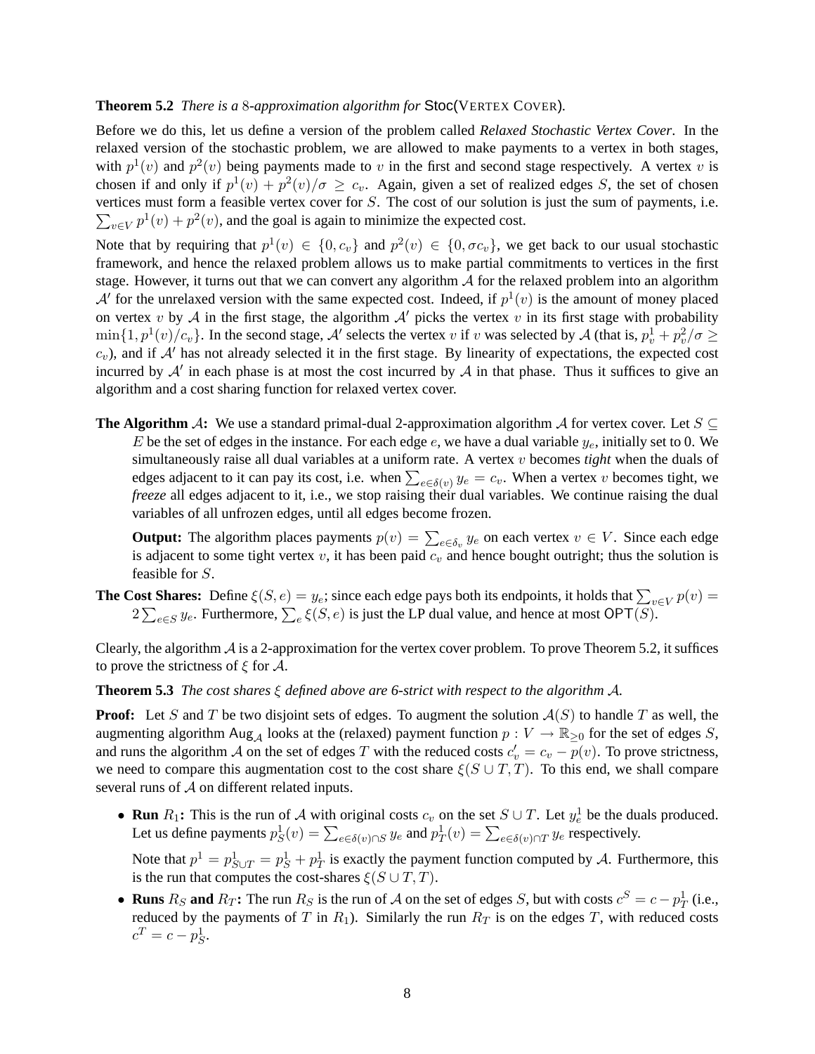**Theorem 5.2** *There is a 8-approximation algorithm for* Stoc(VERTEX COVER)*.*

Before we do this, let us define a version of the problem called *Relaxed Stochastic Vertex Cover*. In the relaxed version of the stochastic problem, we are allowed to make payments to a vertex in both stages, with $p^1(v)$ and $p^2(v)$ being payments made to $v$ in the first and second stage respectively. A vertex $v$ is chosen if and only if $p^1(v) + p^2(v)/\sigma \geq c_v$. Again, given a set of realized edges $S$, the set of chosen vertices must form a feasible vertex cover for $S$. The cost of our solution is just the sum of payments, i.e. $\sum_{v \in V} p^1(v) + p^2(v)$, and the goal is again to minimize the expected cost.

Note that by requiring that $p^1(v) \in \{0, c_v\}$ and $p^2(v) \in \{0, \sigma c_v\}$, we get back to our usual stochastic framework, and hence the relaxed problem allows us to make partial commitments to vertices in the first stage. However, it turns out that we can convert any algorithm $\mathcal{A}$ for the relaxed problem into an algorithm $\mathcal{A}'$ for the unrelaxed version with the same expected cost. Indeed, if $p^1(v)$ is the amount of money placed on vertex $v$ by $\mathcal{A}$ in the first stage, the algorithm $\mathcal{A}'$ picks the vertex $v$ in its first stage with probability $\min\{1, p^1(v)/c_v\}$. In the second stage, $\mathcal{A}'$ selects the vertex $v$ if $v$ was selected by $\mathcal{A}$ (that is, $p^1_v + p^2_v/\sigma \geq c_v$), and if $\mathcal{A}'$ has not already selected it in the first stage. By linearity of expectations, the expected cost incurred by $\mathcal{A}'$ in each phase is at most the cost incurred by $\mathcal{A}$ in that phase. Thus it suffices to give an algorithm and a cost sharing function for relaxed vertex cover.

**The Algorithm $\mathcal{A}$:** We use a standard primal-dual 2-approximation algorithm $\mathcal{A}$ for vertex cover. Let $S \subseteq E$ be the set of edges in the instance. For each edge $e$, we have a dual variable $y_e$, initially set to 0. We simultaneously raise all dual variables at a uniform rate. A vertex $v$ becomes *tight* when the duals of edges adjacent to it can pay its cost, i.e. when $\sum_{e \in \delta(v)} y_e = c_v$. When a vertex $v$ becomes tight, we *freeze* all edges adjacent to it, i.e., we stop raising their dual variables. We continue raising the dual variables of all unfrozen edges, until all edges become frozen.

**Output:** The algorithm places payments $p(v) = \sum_{e \in \delta_v} y_e$ on each vertex $v \in V$. Since each edge is adjacent to some tight vertex $v$, it has been paid $c_v$ and hence bought outright; thus the solution is feasible for $S$.

**The Cost Shares:** Define $\xi(S, e) = y_e$; since each edge pays both its endpoints, it holds that $\sum_{v \in V} p(v) = 2 \sum_{e \in S} y_e$. Furthermore, $\sum_e \xi(S, e)$ is just the LP dual value, and hence at most $\mathsf{OPT}(S)$.

Clearly, the algorithm $\mathcal{A}$ is a 2-approximation for the vertex cover problem. To prove Theorem 5.2, it suffices to prove the strictness of $\xi$ for $\mathcal{A}$.

**Theorem 5.3** *The cost shares $\xi$ defined above are 6-strict with respect to the algorithm $\mathcal{A}$.*

**Proof:** Let $S$ and $T$ be two disjoint sets of edges. To augment the solution $\mathcal{A}(S)$ to handle $T$ as well, the augmenting algorithm $\mathsf{Aug}_{\mathcal{A}}$ looks at the (relaxed) payment function $p : V \to \mathbb{R}_{\geq 0}$ for the set of edges $S$, and runs the algorithm $\mathcal{A}$ on the set of edges $T$ with the reduced costs $c'_v = c_v - p(v)$. To prove strictness, we need to compare this augmentation cost to the cost share $\xi(S \cup T, T)$. To this end, we shall compare several runs of $\mathcal{A}$ on different related inputs.

- **Run $R_1$:** This is the run of $\mathcal{A}$ with original costs $c_v$ on the set $S \cup T$. Let $y^1_e$ be the duals produced. Let us define payments $p^1_S(v) = \sum_{e \in \delta(v) \cap S} y_e$ and $p^1_T(v) = \sum_{e \in \delta(v) \cap T} y_e$ respectively.

  Note that $p^1 = p^1_{S \cup T} = p^1_S + p^1_T$ is exactly the payment function computed by $\mathcal{A}$. Furthermore, this is the run that computes the cost-shares $\xi(S \cup T, T)$.

- **Runs $R_S$ and $R_T$:** The run $R_S$ is the run of $\mathcal{A}$ on the set of edges $S$, but with costs $c^S = c - p^1_T$ (i.e., reduced by the payments of $T$ in $R_1$). Similarly the run $R_T$ is on the edges $T$, with reduced costs $c^T = c - p^1_S$.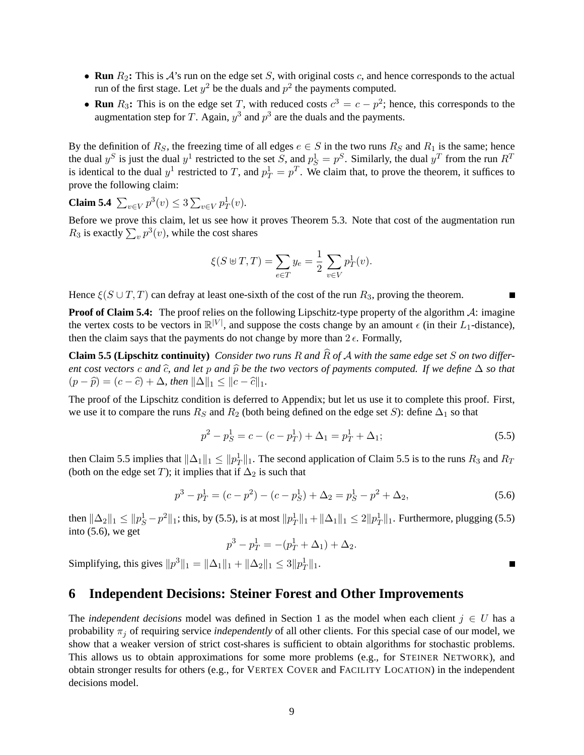- **Run $R_2$:** This is $\mathcal{A}$'s run on the edge set $S$, with original costs $c$, and hence corresponds to the actual run of the first stage. Let $y^2$ be the duals and $p^2$ the payments computed.
- **Run $R_3$:** This is on the edge set $T$, with reduced costs $c^3 = c - p^2$; hence, this corresponds to the augmentation step for $T$. Again, $y^3$ and $p^3$ are the duals and the payments.

By the definition of $R_S$, the freezing time of all edges $e \in S$ in the two runs $R_S$ and $R_1$ is the same; hence the dual $y^S$ is just the dual $y^1$ restricted to the set $S$, and $p^1_S = p^S$. Similarly, the dual $y^T$ from the run $R^T$ is identical to the dual $y^1$ restricted to $T$, and $p^1_T = p^T$. We claim that, to prove the theorem, it suffices to prove the following claim:

**Claim 5.4** $\sum_{v \in V} p^3(v) \leq 3 \sum_{v \in V} p^1_T(v)$.

Before we prove this claim, let us see how it proves Theorem 5.3. Note that cost of the augmentation run $R_3$ is exactly $\sum_v p^3(v)$, while the cost shares

$$\xi(S \uplus T, T) = \sum_{e \in T} y_e = \frac{1}{2} \sum_{v \in V} p^1_T(v).$$

Hence $\xi(S \cup T, T)$ can defray at least one-sixth of the cost of the run $R_3$, proving the theorem. ∎

**Proof of Claim 5.4:** The proof relies on the following Lipschitz-type property of the algorithm $\mathcal{A}$: imagine the vertex costs to be vectors in $\mathbb{R}^{|V|}$, and suppose the costs change by an amount $\epsilon$ (in their $L_1$-distance), then the claim says that the payments do not change by more than $2\,\epsilon$. Formally,

**Claim 5.5 (Lipschitz continuity)** *Consider two runs $R$ and $\widehat{R}$ of $\mathcal{A}$ with the same edge set $S$ on two different cost vectors $c$ and $\widehat{c}$, and let $p$ and $\widehat{p}$ be the two vectors of payments computed. If we define $\Delta$ so that $(p - \widehat{p}) = (c - \widehat{c}) + \Delta$, then $\|\Delta\|_1 \leq \|c - \widehat{c}\|_1$.*

The proof of the Lipschitz condition is deferred to Appendix; but let us use it to complete this proof. First, we use it to compare the runs $R_S$ and $R_2$ (both being defined on the edge set $S$): define $\Delta_1$ so that

$$p^2 - p^1_S = c - (c - p^1_T) + \Delta_1 = p^1_T + \Delta_1; \tag{5.5}$$

then Claim 5.5 implies that $\|\Delta_1\|_1 \leq \|p^1_T\|_1$. The second application of Claim 5.5 is to the runs $R_3$ and $R_T$ (both on the edge set $T$); it implies that if $\Delta_2$ is such that

$$p^3 - p^1_T = (c - p^2) - (c - p^1_S) + \Delta_2 = p^1_S - p^2 + \Delta_2, \tag{5.6}$$

then $\|\Delta_2\|_1 \leq \|p^1_S - p^2\|_1$; this, by (5.5), is at most $\|p^1_T\|_1 + \|\Delta_1\|_1 \leq 2\|p^1_T\|_1$. Furthermore, plugging (5.5) into (5.6), we get

$$p^3 - p^1_T = -(p^1_T + \Delta_1) + \Delta_2.$$

Simplifying, this gives $\|p^3\|_1 = \|\Delta_1\|_1 + \|\Delta_2\|_1 \leq 3\|p^1_T\|_1$. ∎

## 6 Independent Decisions: Steiner Forest and Other Improvements

The *independent decisions* model was defined in Section 1 as the model when each client $j \in U$ has a probability $\pi_j$ of requiring service *independently* of all other clients. For this special case of our model, we show that a weaker version of strict cost-shares is sufficient to obtain algorithms for stochastic problems. This allows us to obtain approximations for some more problems (e.g., for STEINER NETWORK), and obtain stronger results for others (e.g., for VERTEX COVER and FACILITY LOCATION) in the independent decisions model.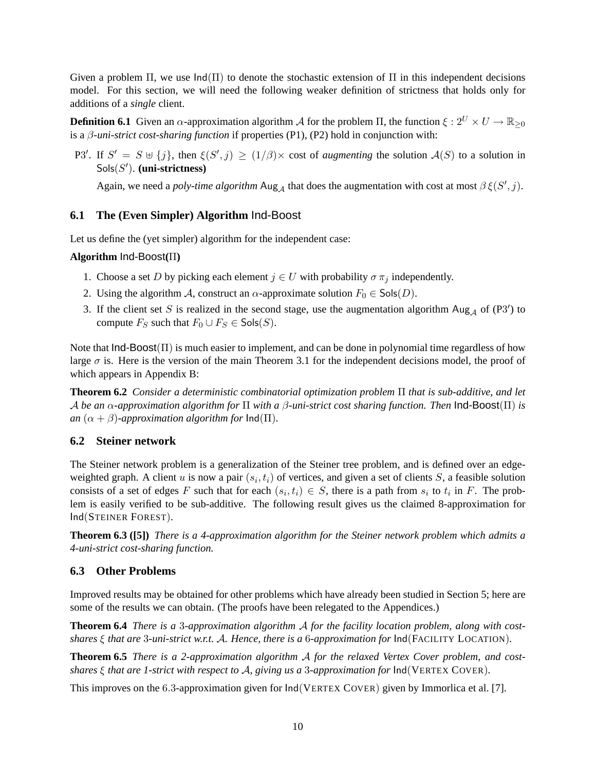Given a problem $\Pi$, we use $\mathsf{Ind}(\Pi)$ to denote the stochastic extension of $\Pi$ in this independent decisions model. For this section, we will need the following weaker definition of strictness that holds only for additions of a *single* client.

**Definition 6.1** Given an $\alpha$-approximation algorithm $\mathcal{A}$ for the problem $\Pi$, the function $\xi : 2^U \times U \to \mathbb{R}_{\geq 0}$ is a $\beta$-*uni-strict cost-sharing function* if properties (P1), (P2) hold in conjunction with:

P3$'$. If $S' = S \uplus \{j\}$, then $\xi(S', j) \geq (1/\beta)\times$ cost of *augmenting* the solution $\mathcal{A}(S)$ to a solution in $\mathsf{Sols}(S')$. **(uni-strictness)**

Again, we need a *poly-time algorithm* $\mathsf{Aug}_{\mathcal{A}}$ that does the augmentation with cost at most $\beta\, \xi(S', j)$.

### 6.1 The (Even Simpler) Algorithm Ind-Boost

Let us define the (yet simpler) algorithm for the independent case:

**Algorithm Ind-Boost($\Pi$)**

1. Choose a set $D$ by picking each element $j \in U$ with probability $\sigma\, \pi_j$ independently.
2. Using the algorithm $\mathcal{A}$, construct an $\alpha$-approximate solution $F_0 \in \mathsf{Sols}(D)$.
3. If the client set $S$ is realized in the second stage, use the augmentation algorithm $\mathsf{Aug}_{\mathcal{A}}$ of (P3$'$) to compute $F_S$ such that $F_0 \cup F_S \in \mathsf{Sols}(S)$.

Note that Ind-Boost($\Pi$) is much easier to implement, and can be done in polynomial time regardless of how large $\sigma$ is. Here is the version of the main Theorem 3.1 for the independent decisions model, the proof of which appears in Appendix B:

**Theorem 6.2** *Consider a deterministic combinatorial optimization problem $\Pi$ that is sub-additive, and let $\mathcal{A}$ be an $\alpha$-approximation algorithm for $\Pi$ with a $\beta$-uni-strict cost sharing function. Then* Ind-Boost($\Pi$) *is an $(\alpha + \beta)$-approximation algorithm for* $\mathsf{Ind}(\Pi)$.

### 6.2 Steiner network

The Steiner network problem is a generalization of the Steiner tree problem, and is defined over an edge-weighted graph. A client $u$ is now a pair $(s_i, t_i)$ of vertices, and given a set of clients $S$, a feasible solution consists of a set of edges $F$ such that for each $(s_i, t_i) \in S$, there is a path from $s_i$ to $t_i$ in $F$. The problem is easily verified to be sub-additive. The following result gives us the claimed 8-approximation for $\mathsf{Ind}$(STEINER FOREST).

**Theorem 6.3 ([5])** *There is a 4-approximation algorithm for the Steiner network problem which admits a 4-uni-strict cost-sharing function.*

### 6.3 Other Problems

Improved results may be obtained for other problems which have already been studied in Section 5; here are some of the results we can obtain. (The proofs have been relegated to the Appendices.)

**Theorem 6.4** *There is a 3-approximation algorithm $\mathcal{A}$ for the facility location problem, along with cost-shares $\xi$ that are 3-uni-strict w.r.t. $\mathcal{A}$. Hence, there is a 6-approximation for* $\mathsf{Ind}$(FACILITY LOCATION).

**Theorem 6.5** *There is a 2-approximation algorithm $\mathcal{A}$ for the relaxed Vertex Cover problem, and cost-shares $\xi$ that are 1-strict with respect to $\mathcal{A}$, giving us a 3-approximation for* $\mathsf{Ind}$(VERTEX COVER).

This improves on the 6.3-approximation given for $\mathsf{Ind}$(VERTEX COVER) given by Immorlica et al. [7].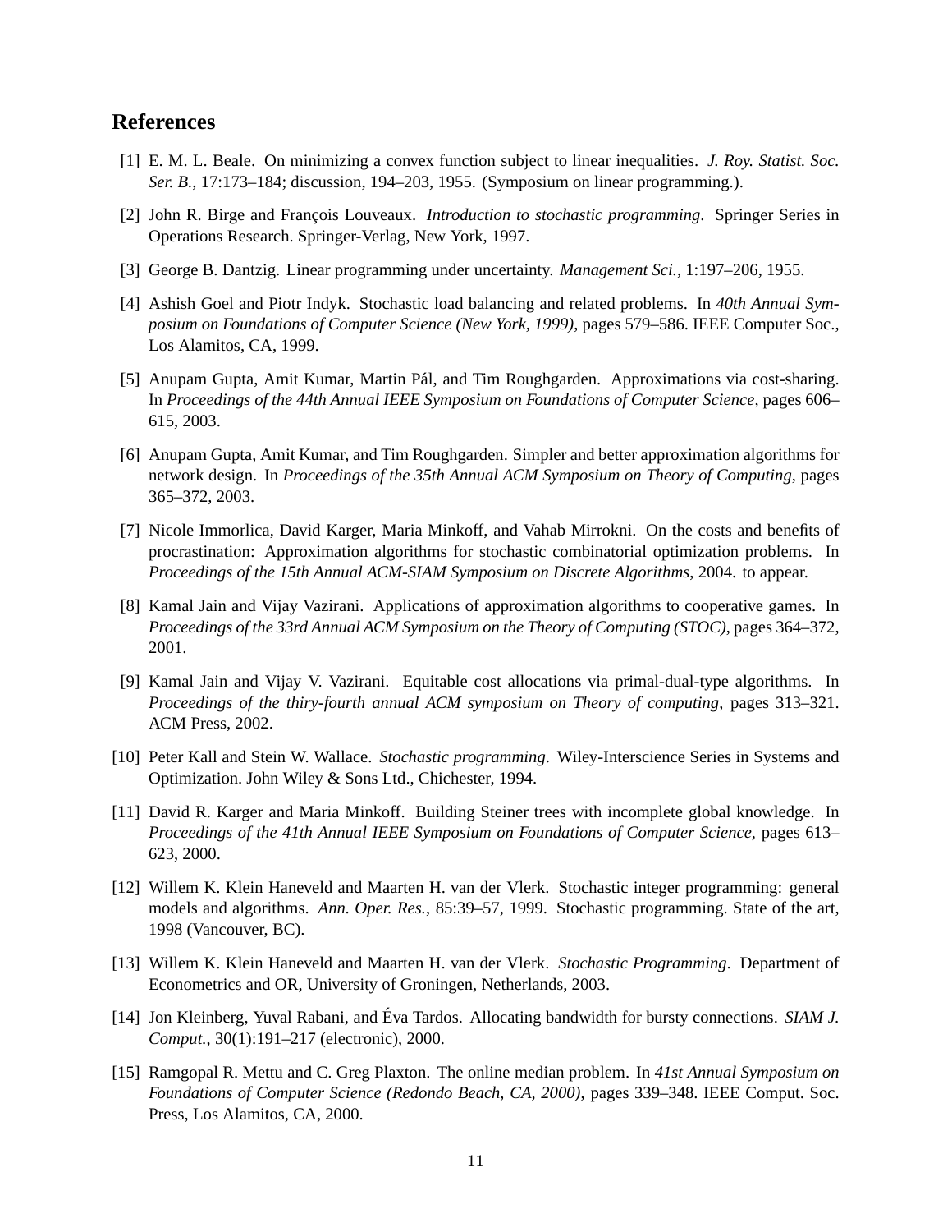## References

[1] E. M. L. Beale. On minimizing a convex function subject to linear inequalities. *J. Roy. Statist. Soc. Ser. B.*, 17:173–184; discussion, 194–203, 1955. (Symposium on linear programming.).

[2] John R. Birge and François Louveaux. *Introduction to stochastic programming*. Springer Series in Operations Research. Springer-Verlag, New York, 1997.

[3] George B. Dantzig. Linear programming under uncertainty. *Management Sci.*, 1:197–206, 1955.

[4] Ashish Goel and Piotr Indyk. Stochastic load balancing and related problems. In *40th Annual Symposium on Foundations of Computer Science (New York, 1999)*, pages 579–586. IEEE Computer Soc., Los Alamitos, CA, 1999.

[5] Anupam Gupta, Amit Kumar, Martin Pál, and Tim Roughgarden. Approximations via cost-sharing. In *Proceedings of the 44th Annual IEEE Symposium on Foundations of Computer Science*, pages 606–615, 2003.

[6] Anupam Gupta, Amit Kumar, and Tim Roughgarden. Simpler and better approximation algorithms for network design. In *Proceedings of the 35th Annual ACM Symposium on Theory of Computing*, pages 365–372, 2003.

[7] Nicole Immorlica, David Karger, Maria Minkoff, and Vahab Mirrokni. On the costs and benefits of procrastination: Approximation algorithms for stochastic combinatorial optimization problems. In *Proceedings of the 15th Annual ACM-SIAM Symposium on Discrete Algorithms*, 2004. to appear.

[8] Kamal Jain and Vijay Vazirani. Applications of approximation algorithms to cooperative games. In *Proceedings of the 33rd Annual ACM Symposium on the Theory of Computing (STOC)*, pages 364–372, 2001.

[9] Kamal Jain and Vijay V. Vazirani. Equitable cost allocations via primal-dual-type algorithms. In *Proceedings of the thiry-fourth annual ACM symposium on Theory of computing*, pages 313–321. ACM Press, 2002.

[10] Peter Kall and Stein W. Wallace. *Stochastic programming*. Wiley-Interscience Series in Systems and Optimization. John Wiley & Sons Ltd., Chichester, 1994.

[11] David R. Karger and Maria Minkoff. Building Steiner trees with incomplete global knowledge. In *Proceedings of the 41th Annual IEEE Symposium on Foundations of Computer Science*, pages 613–623, 2000.

[12] Willem K. Klein Haneveld and Maarten H. van der Vlerk. Stochastic integer programming: general models and algorithms. *Ann. Oper. Res.*, 85:39–57, 1999. Stochastic programming. State of the art, 1998 (Vancouver, BC).

[13] Willem K. Klein Haneveld and Maarten H. van der Vlerk. *Stochastic Programming*. Department of Econometrics and OR, University of Groningen, Netherlands, 2003.

[14] Jon Kleinberg, Yuval Rabani, and Éva Tardos. Allocating bandwidth for bursty connections. *SIAM J. Comput.*, 30(1):191–217 (electronic), 2000.

[15] Ramgopal R. Mettu and C. Greg Plaxton. The online median problem. In *41st Annual Symposium on Foundations of Computer Science (Redondo Beach, CA, 2000)*, pages 339–348. IEEE Comput. Soc. Press, Los Alamitos, CA, 2000.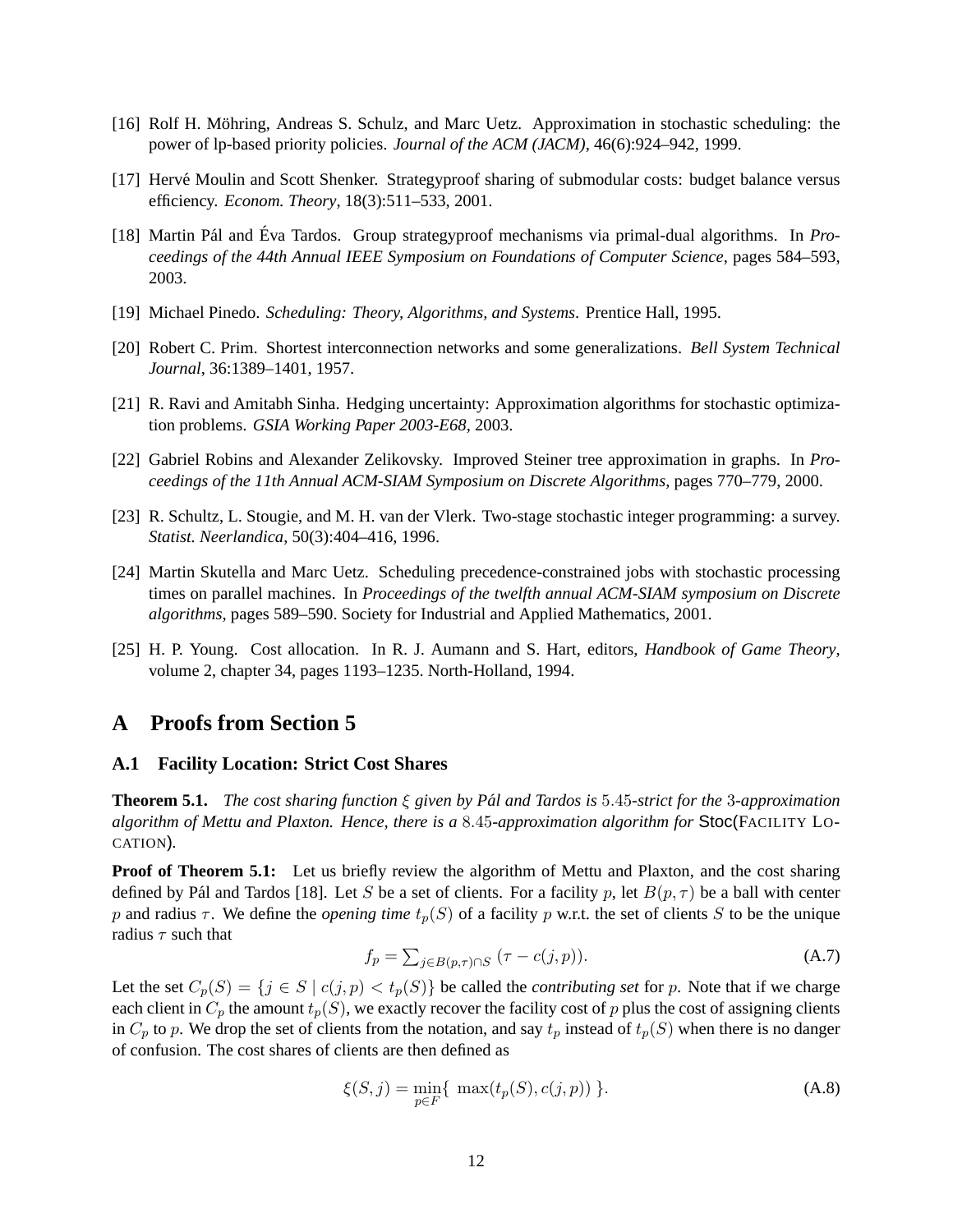[16] Rolf H. Möhring, Andreas S. Schulz, and Marc Uetz. Approximation in stochastic scheduling: the power of lp-based priority policies. *Journal of the ACM (JACM)*, 46(6):924–942, 1999.

[17] Hervé Moulin and Scott Shenker. Strategyproof sharing of submodular costs: budget balance versus efficiency. *Econom. Theory*, 18(3):511–533, 2001.

[18] Martin Pál and Éva Tardos. Group strategyproof mechanisms via primal-dual algorithms. In *Proceedings of the 44th Annual IEEE Symposium on Foundations of Computer Science*, pages 584–593, 2003.

[19] Michael Pinedo. *Scheduling: Theory, Algorithms, and Systems*. Prentice Hall, 1995.

[20] Robert C. Prim. Shortest interconnection networks and some generalizations. *Bell System Technical Journal*, 36:1389–1401, 1957.

[21] R. Ravi and Amitabh Sinha. Hedging uncertainty: Approximation algorithms for stochastic optimization problems. *GSIA Working Paper 2003-E68*, 2003.

[22] Gabriel Robins and Alexander Zelikovsky. Improved Steiner tree approximation in graphs. In *Proceedings of the 11th Annual ACM-SIAM Symposium on Discrete Algorithms*, pages 770–779, 2000.

[23] R. Schultz, L. Stougie, and M. H. van der Vlerk. Two-stage stochastic integer programming: a survey. *Statist. Neerlandica*, 50(3):404–416, 1996.

[24] Martin Skutella and Marc Uetz. Scheduling precedence-constrained jobs with stochastic processing times on parallel machines. In *Proceedings of the twelfth annual ACM-SIAM symposium on Discrete algorithms*, pages 589–590. Society for Industrial and Applied Mathematics, 2001.

[25] H. P. Young. Cost allocation. In R. J. Aumann and S. Hart, editors, *Handbook of Game Theory*, volume 2, chapter 34, pages 1193–1235. North-Holland, 1994.

# A Proofs from Section 5

## A.1 Facility Location: Strict Cost Shares

**Theorem 5.1.** *The cost sharing function $\xi$ given by Pál and Tardos is $5.45$-strict for the $3$-approximation algorithm of Mettu and Plaxton. Hence, there is a $8.45$-approximation algorithm for* Stoc(FACILITY LOCATION).

**Proof of Theorem 5.1:** Let us briefly review the algorithm of Mettu and Plaxton, and the cost sharing defined by Pál and Tardos [18]. Let $S$ be a set of clients. For a facility $p$, let $B(p, \tau)$ be a ball with center $p$ and radius $\tau$. We define the *opening time* $t_p(S)$ of a facility $p$ w.r.t. the set of clients $S$ to be the unique radius $\tau$ such that

$$f_p = \sum_{j \in B(p,\tau) \cap S} (\tau - c(j,p)). \tag{A.7}$$

Let the set $C_p(S) = \{j \in S \mid c(j,p) < t_p(S)\}$ be called the *contributing set* for $p$. Note that if we charge each client in $C_p$ the amount $t_p(S)$, we exactly recover the facility cost of $p$ plus the cost of assigning clients in $C_p$ to $p$. We drop the set of clients from the notation, and say $t_p$ instead of $t_p(S)$ when there is no danger of confusion. The cost shares of clients are then defined as

$$\xi(S,j) = \min_{p \in F} \{ \max(t_p(S), c(j,p)) \}. \tag{A.8}$$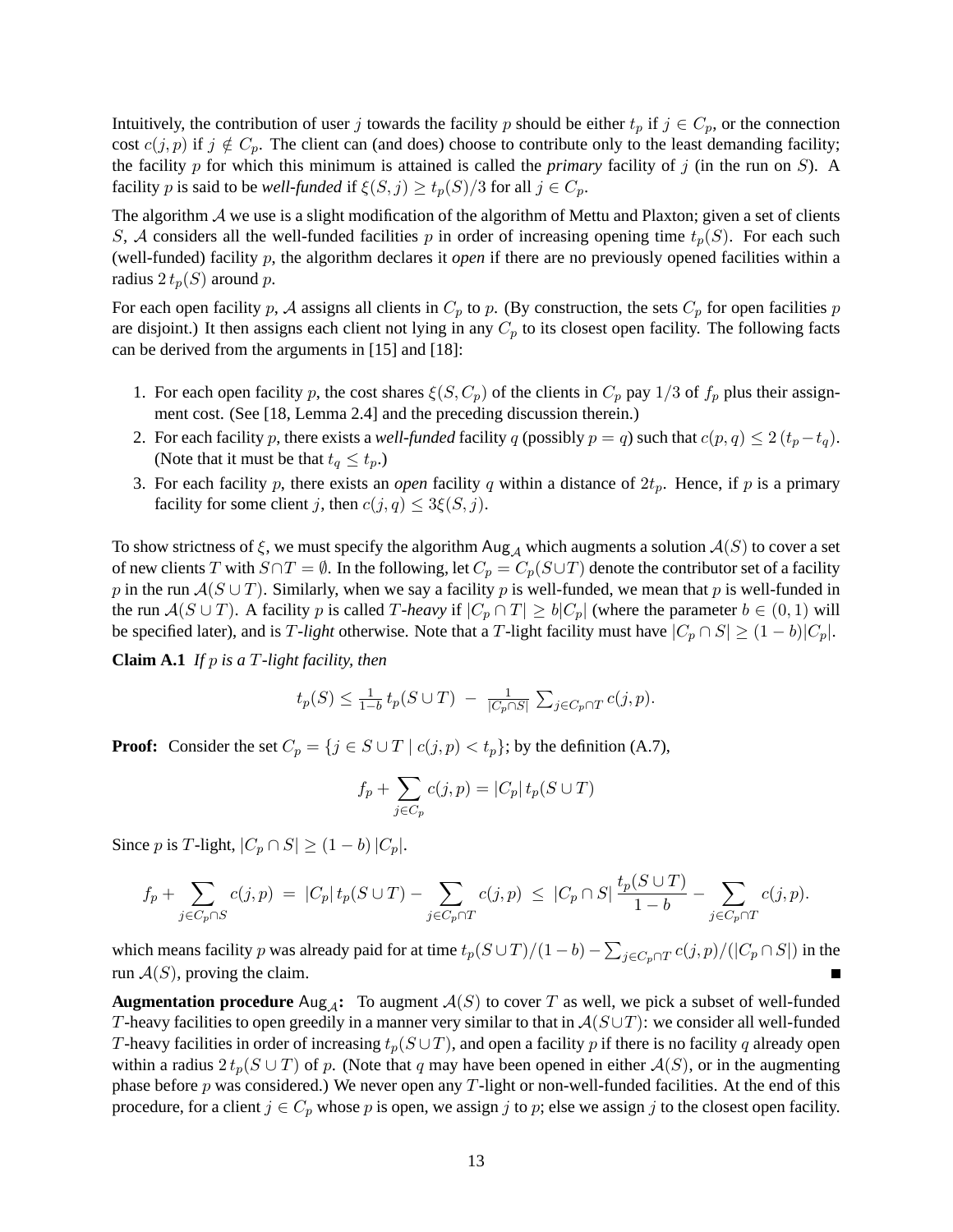Intuitively, the contribution of user $j$ towards the facility $p$ should be either $t_p$ if $j \in C_p$, or the connection cost $c(j,p)$ if $j \notin C_p$. The client can (and does) choose to contribute only to the least demanding facility; the facility $p$ for which this minimum is attained is called the ***primary*** facility of $j$ (in the run on $S$). A facility $p$ is said to be *well-funded* if $\xi(S,j) \geq t_p(S)/3$ for all $j \in C_p$.

The algorithm $\mathcal{A}$ we use is a slight modification of the algorithm of Mettu and Plaxton; given a set of clients $S$, $\mathcal{A}$ considers all the well-funded facilities $p$ in order of increasing opening time $t_p(S)$. For each such (well-funded) facility $p$, the algorithm declares it *open* if there are no previously opened facilities within a radius $2\,t_p(S)$ around $p$.

For each open facility $p$, $\mathcal{A}$ assigns all clients in $C_p$ to $p$. (By construction, the sets $C_p$ for open facilities $p$ are disjoint.) It then assigns each client not lying in any $C_p$ to its closest open facility. The following facts can be derived from the arguments in [15] and [18]:

1. For each open facility $p$, the cost shares $\xi(S, C_p)$ of the clients in $C_p$ pay $1/3$ of $f_p$ plus their assignment cost. (See [18, Lemma 2.4] and the preceding discussion therein.)
2. For each facility $p$, there exists a *well-funded* facility $q$ (possibly $p = q$) such that $c(p,q) \leq 2\,(t_p - t_q)$. (Note that it must be that $t_q \leq t_p$.)
3. For each facility $p$, there exists an *open* facility $q$ within a distance of $2t_p$. Hence, if $p$ is a primary facility for some client $j$, then $c(j,q) \leq 3\xi(S,j)$.

To show strictness of $\xi$, we must specify the algorithm $\mathsf{Aug}_{\mathcal{A}}$ which augments a solution $\mathcal{A}(S)$ to cover a set of new clients $T$ with $S \cap T = \emptyset$. In the following, let $C_p = C_p(S \cup T)$ denote the contributor set of a facility $p$ in the run $\mathcal{A}(S \cup T)$. Similarly, when we say a facility $p$ is well-funded, we mean that $p$ is well-funded in the run $\mathcal{A}(S \cup T)$. A facility $p$ is called $T$*-heavy* if $|C_p \cap T| \geq b|C_p|$ (where the parameter $b \in (0,1)$ will be specified later), and is $T$*-light* otherwise. Note that a $T$-light facility must have $|C_p \cap S| \geq (1-b)|C_p|$.

**Claim A.1** *If $p$ is a $T$-light facility, then*

$$t_p(S) \leq \tfrac{1}{1-b}\, t_p(S \cup T) \;-\; \tfrac{1}{|C_p \cap S|} \textstyle\sum_{j \in C_p \cap T} c(j,p).$$

**Proof:** Consider the set $C_p = \{j \in S \cup T \mid c(j,p) < t_p\}$; by the definition (A.7),

$$f_p + \sum_{j \in C_p} c(j,p) = |C_p|\, t_p(S \cup T)$$

Since $p$ is $T$-light, $|C_p \cap S| \geq (1-b)\,|C_p|$.

$$f_p + \sum_{j \in C_p \cap S} c(j,p) \;=\; |C_p|\, t_p(S \cup T) - \sum_{j \in C_p \cap T} c(j,p) \;\leq\; |C_p \cap S|\, \frac{t_p(S \cup T)}{1-b} - \sum_{j \in C_p \cap T} c(j,p).$$

which means facility $p$ was already paid for at time $t_p(S \cup T)/(1-b) - \sum_{j \in C_p \cap T} c(j,p)/(|C_p \cap S|)$ in the run $\mathcal{A}(S)$, proving the claim. ∎

**Augmentation procedure $\mathsf{Aug}_{\mathcal{A}}$:** To augment $\mathcal{A}(S)$ to cover $T$ as well, we pick a subset of well-funded $T$-heavy facilities to open greedily in a manner very similar to that in $\mathcal{A}(S \cup T)$: we consider all well-funded $T$-heavy facilities in order of increasing $t_p(S \cup T)$, and open a facility $p$ if there is no facility $q$ already open within a radius $2\,t_p(S \cup T)$ of $p$. (Note that $q$ may have been opened in either $\mathcal{A}(S)$, or in the augmenting phase before $p$ was considered.) We never open any $T$-light or non-well-funded facilities. At the end of this procedure, for a client $j \in C_p$ whose $p$ is open, we assign $j$ to $p$; else we assign $j$ to the closest open facility.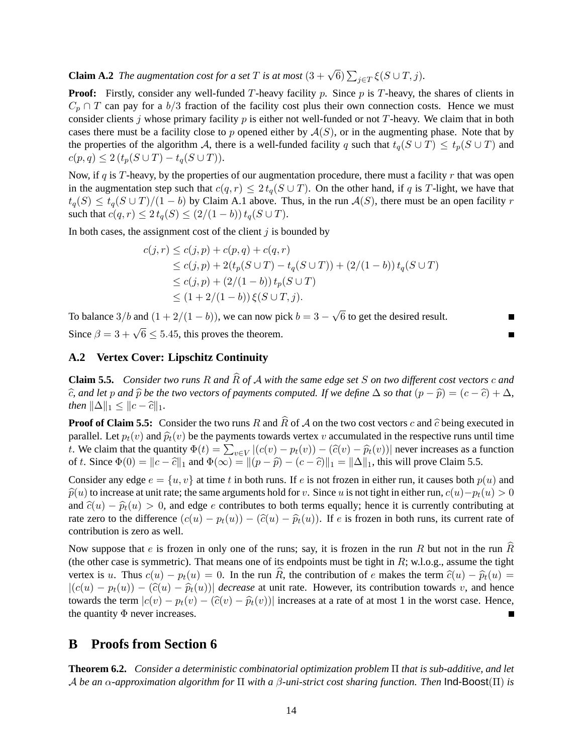**Claim A.2** *The augmentation cost for a set $T$ is at most $(3+\sqrt{6})\sum_{j \in T} \xi(S \cup T, j)$.*

**Proof:** Firstly, consider any well-funded $T$-heavy facility $p$. Since $p$ is $T$-heavy, the shares of clients in $C_p \cap T$ can pay for a $b/3$ fraction of the facility cost plus their own connection costs. Hence we must consider clients $j$ whose primary facility $p$ is either not well-funded or not $T$-heavy. We claim that in both cases there must be a facility close to $p$ opened either by $\mathcal{A}(S)$, or in the augmenting phase. Note that by the properties of the algorithm $\mathcal{A}$, there is a well-funded facility $q$ such that $t_q(S \cup T) \leq t_p(S \cup T)$ and $c(p,q) \leq 2\,(t_p(S \cup T) - t_q(S \cup T))$.

Now, if $q$ is $T$-heavy, by the properties of our augmentation procedure, there must a facility $r$ that was open in the augmentation step such that $c(q,r) \leq 2\,t_q(S \cup T)$. On the other hand, if $q$ is $T$-light, we have that $t_q(S) \leq t_q(S \cup T)/(1-b)$ by Claim A.1 above. Thus, in the run $\mathcal{A}(S)$, there must be an open facility $r$ such that $c(q,r) \leq 2\,t_q(S) \leq (2/(1-b))\,t_q(S \cup T)$.

In both cases, the assignment cost of the client $j$ is bounded by

$$
\begin{aligned}
c(j,r) &\leq c(j,p) + c(p,q) + c(q,r) \\
&\leq c(j,p) + 2(t_p(S \cup T) - t_q(S \cup T)) + (2/(1-b))\,t_q(S \cup T) \\
&\leq c(j,p) + (2/(1-b))\,t_p(S \cup T) \\
&\leq (1 + 2/(1-b))\,\xi(S \cup T, j).
\end{aligned}
$$

To balance $3/b$ and $(1 + 2/(1-b))$, we can now pick $b = 3 - \sqrt{6}$ to get the desired result. ∎

Since $\beta = 3 + \sqrt{6} \leq 5.45$, this proves the theorem. ∎

## A.2 Vertex Cover: Lipschitz Continuity

**Claim 5.5.** *Consider two runs $R$ and $\widehat{R}$ of $\mathcal{A}$ with the same edge set $S$ on two different cost vectors $c$ and $\widehat{c}$, and let $p$ and $\widehat{p}$ be the two vectors of payments computed. If we define $\Delta$ so that $(p - \widehat{p}) = (c - \widehat{c}) + \Delta$, then $\|\Delta\|_1 \leq \|c - \widehat{c}\|_1$.*

**Proof of Claim 5.5:** Consider the two runs $R$ and $\widehat{R}$ of $\mathcal{A}$ on the two cost vectors $c$ and $\widehat{c}$ being executed in parallel. Let $p_t(v)$ and $\widehat{p}_t(v)$ be the payments towards vertex $v$ accumulated in the respective runs until time $t$. We claim that the quantity $\Phi(t) = \sum_{v \in V} |(c(v) - p_t(v)) - (\widehat{c}(v) - \widehat{p}_t(v))|$ never increases as a function of $t$. Since $\Phi(0) = \|c - \widehat{c}\|_1$ and $\Phi(\infty) = \|(p - \widehat{p}) - (c - \widehat{c})\|_1 = \|\Delta\|_1$, this will prove Claim 5.5.

Consider any edge $e = \{u, v\}$ at time $t$ in both runs. If $e$ is not frozen in either run, it causes both $p(u)$ and $\widehat{p}(u)$ to increase at unit rate; the same arguments hold for $v$. Since $u$ is not tight in either run, $c(u) - p_t(u) > 0$ and $\widehat{c}(u) - \widehat{p}_t(u) > 0$, and edge $e$ contributes to both terms equally; hence it is currently contributing at rate zero to the difference $(c(u) - p_t(u)) - (\widehat{c}(u) - \widehat{p}_t(u))$. If $e$ is frozen in both runs, its current rate of contribution is zero as well.

Now suppose that $e$ is frozen in only one of the runs; say, it is frozen in the run $R$ but not in the run $\widehat{R}$ (the other case is symmetric). That means one of its endpoints must be tight in $R$; w.l.o.g., assume the tight vertex is $u$. Thus $c(u) - p_t(u) = 0$. In the run $\widehat{R}$, the contribution of $e$ makes the term $\widehat{c}(u) - \widehat{p}_t(u) = |(c(u) - p_t(u)) - (\widehat{c}(u) - \widehat{p}_t(u))|$ *decrease* at unit rate. However, its contribution towards $v$, and hence towards the term $|c(v) - p_t(v) - (\widehat{c}(v) - \widehat{p}_t(v))|$ increases at a rate of at most 1 in the worst case. Hence, the quantity $\Phi$ never increases. ∎

# B Proofs from Section 6

**Theorem 6.2.** *Consider a deterministic combinatorial optimization problem $\Pi$ that is sub-additive, and let $\mathcal{A}$ be an $\alpha$-approximation algorithm for $\Pi$ with a $\beta$-uni-strict cost sharing function. Then* Ind-Boost($\Pi$) *is*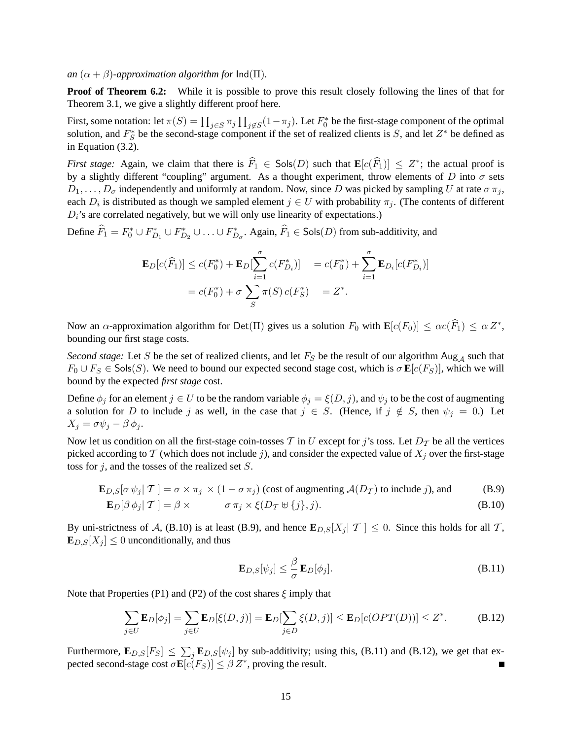*an* $(\alpha + \beta)$*-approximation algorithm for* $\mathsf{Ind}(\Pi)$.

**Proof of Theorem 6.2:** While it is possible to prove this result closely following the lines of that for Theorem 3.1, we give a slightly different proof here.

First, some notation: let $\pi(S) = \prod_{j \in S} \pi_j \prod_{j \notin S}(1-\pi_j)$. Let $F_0^*$ be the first-stage component of the optimal solution, and $F_S^*$ be the second-stage component if the set of realized clients is $S$, and let $Z^*$ be defined as in Equation (3.2).

*First stage:* Again, we claim that there is $\widehat{F}_1 \in \mathsf{Sols}(D)$ such that $\mathbf{E}[c(\widehat{F}_1)] \leq Z^*$; the actual proof is by a slightly different "coupling" argument. As a thought experiment, throw elements of $D$ into $\sigma$ sets $D_1, \ldots, D_\sigma$ independently and uniformly at random. Now, since $D$ was picked by sampling $U$ at rate $\sigma\,\pi_j$, each $D_i$ is distributed as though we sampled element $j \in U$ with probability $\pi_j$. (The contents of different $D_i$'s are correlated negatively, but we will only use linearity of expectations.)

Define $\widehat{F}_1 = F_0^* \cup F_{D_1}^* \cup F_{D_2}^* \cup \ldots \cup F_{D_\sigma}^*$. Again, $\widehat{F}_1 \in \mathsf{Sols}(D)$ from sub-additivity, and

$$
\begin{aligned}
\mathbf{E}_D[c(\widehat{F}_1)] \leq c(F_0^*) + \mathbf{E}_D[\sum_{i=1}^{\sigma} c(F_{D_i}^*)] \quad &= c(F_0^*) + \sum_{i=1}^{\sigma} \mathbf{E}_{D_i}[c(F_{D_i}^*)] \\
= c(F_0^*) + \sigma \sum_S \pi(S)\, c(F_S^*) \quad &= Z^*.
\end{aligned}
$$

Now an $\alpha$-approximation algorithm for $\mathsf{Det}(\Pi)$ gives us a solution $F_0$ with $\mathbf{E}[c(F_0)] \leq \alpha c(\widehat{F}_1) \leq \alpha\, Z^*$, bounding our first stage costs.

*Second stage:* Let $S$ be the set of realized clients, and let $F_S$ be the result of our algorithm $\mathsf{Aug}_{\mathcal{A}}$ such that $F_0 \cup F_S \in \mathsf{Sols}(S)$. We need to bound our expected second stage cost, which is $\sigma\,\mathbf{E}[c(F_S)]$, which we will bound by the expected *first stage* cost.

Define $\phi_j$ for an element $j \in U$ to be the random variable $\phi_j = \xi(D, j)$, and $\psi_j$ to be the cost of augmenting a solution for $D$ to include $j$ as well, in the case that $j \in S$. (Hence, if $j \notin S$, then $\psi_j = 0$.) Let $X_j = \sigma\psi_j - \beta\,\phi_j$.

Now let us condition on all the first-stage coin-tosses $\mathcal{T}$ in $U$ except for $j$'s toss. Let $D_{\mathcal{T}}$ be all the vertices picked according to $\mathcal{T}$ (which does not include $j$), and consider the expected value of $X_j$ over the first-stage toss for $j$, and the tosses of the realized set $S$.

$$
\begin{aligned}
\mathbf{E}_{D,S}[\sigma\,\psi_j |\, \mathcal{T}\,] &= \sigma \times \pi_j \, \times (1 - \sigma\,\pi_j) \text{ (cost of augmenting } \mathcal{A}(D_{\mathcal{T}}) \text{ to include } j\text{), and} \qquad \text{(B.9)} \\
\mathbf{E}_D[\beta\,\phi_j |\, \mathcal{T}\,] &= \beta \times \qquad\quad \sigma\,\pi_j \times \xi(D_{\mathcal{T}} \uplus \{j\}, j). \qquad \text{(B.10)}
\end{aligned}
$$

By uni-strictness of $\mathcal{A}$, (B.10) is at least (B.9), and hence $\mathbf{E}_{D,S}[X_j |\, \mathcal{T}\,] \leq 0$. Since this holds for all $\mathcal{T}$, $\mathbf{E}_{D,S}[X_j] \leq 0$ unconditionally, and thus

$$
\mathbf{E}_{D,S}[\psi_j] \leq \frac{\beta}{\sigma}\,\mathbf{E}_D[\phi_j]. \qquad \text{(B.11)}
$$

Note that Properties (P1) and (P2) of the cost shares $\xi$ imply that

$$
\sum_{j \in U} \mathbf{E}_D[\phi_j] = \sum_{j \in U} \mathbf{E}_D[\xi(D, j)] = \mathbf{E}_D[\sum_{j \in D} \xi(D, j)] \leq \mathbf{E}_D[c(OPT(D))] \leq Z^*. \qquad \text{(B.12)}
$$

Furthermore, $\mathbf{E}_{D,S}[F_S] \leq \sum_j \mathbf{E}_{D,S}[\psi_j]$ by sub-additivity; using this, (B.11) and (B.12), we get that expected second-stage cost $\sigma\mathbf{E}[c(F_S)] \leq \beta\, Z^*$, proving the result. ∎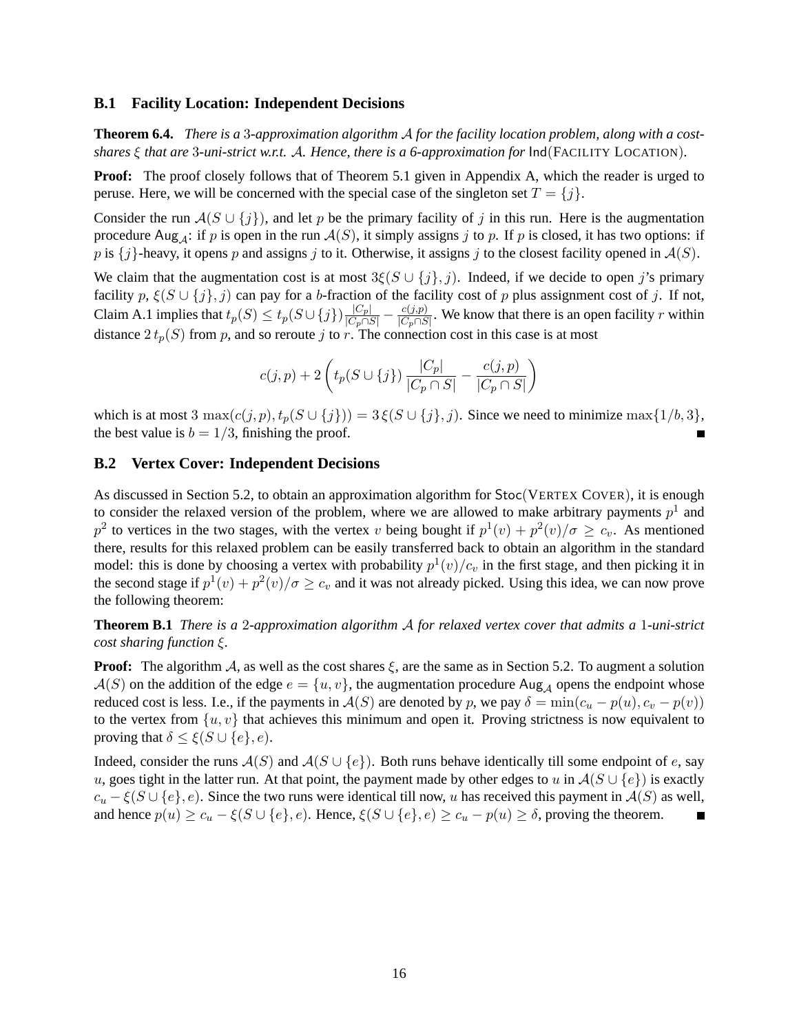### B.1 Facility Location: Independent Decisions

**Theorem 6.4.** *There is a 3-approximation algorithm $\mathcal{A}$ for the facility location problem, along with a cost-shares $\xi$ that are 3-uni-strict w.r.t. $\mathcal{A}$. Hence, there is a 6-approximation for* $\mathsf{Ind}$(FACILITY LOCATION).

**Proof:** The proof closely follows that of Theorem 5.1 given in Appendix A, which the reader is urged to peruse. Here, we will be concerned with the special case of the singleton set $T = \{j\}$.

Consider the run $\mathcal{A}(S \cup \{j\})$, and let $p$ be the primary facility of $j$ in this run. Here is the augmentation procedure $\mathsf{Aug}_{\mathcal{A}}$: if $p$ is open in the run $\mathcal{A}(S)$, it simply assigns $j$ to $p$. If $p$ is closed, it has two options: if $p$ is $\{j\}$-heavy, it opens $p$ and assigns $j$ to it. Otherwise, it assigns $j$ to the closest facility opened in $\mathcal{A}(S)$.

We claim that the augmentation cost is at most $3\xi(S \cup \{j\}, j)$. Indeed, if we decide to open $j$'s primary facility $p$, $\xi(S \cup \{j\}, j)$ can pay for a $b$-fraction of the facility cost of $p$ plus assignment cost of $j$. If not, Claim A.1 implies that $t_p(S) \leq t_p(S \cup \{j\}) \frac{|C_p|}{|C_p \cap S|} - \frac{c(j,p)}{|C_p \cap S|}$. We know that there is an open facility $r$ within distance $2\, t_p(S)$ from $p$, and so reroute $j$ to $r$. The connection cost in this case is at most

$$c(j,p) + 2\left( t_p(S \cup \{j\})\, \frac{|C_p|}{|C_p \cap S|} - \frac{c(j,p)}{|C_p \cap S|} \right)$$

which is at most $3\, \max(c(j,p), t_p(S \cup \{j\})) = 3\, \xi(S \cup \{j\}, j)$. Since we need to minimize $\max\{1/b, 3\}$, the best value is $b = 1/3$, finishing the proof. ∎

### B.2 Vertex Cover: Independent Decisions

As discussed in Section 5.2, to obtain an approximation algorithm for $\mathsf{Stoc}$(VERTEX COVER), it is enough to consider the relaxed version of the problem, where we are allowed to make arbitrary payments $p^1$ and $p^2$ to vertices in the two stages, with the vertex $v$ being bought if $p^1(v) + p^2(v)/\sigma \geq c_v$. As mentioned there, results for this relaxed problem can be easily transferred back to obtain an algorithm in the standard model: this is done by choosing a vertex with probability $p^1(v)/c_v$ in the first stage, and then picking it in the second stage if $p^1(v) + p^2(v)/\sigma \geq c_v$ and it was not already picked. Using this idea, we can now prove the following theorem:

**Theorem B.1** *There is a 2-approximation algorithm $\mathcal{A}$ for relaxed vertex cover that admits a 1-uni-strict cost sharing function $\xi$.*

**Proof:** The algorithm $\mathcal{A}$, as well as the cost shares $\xi$, are the same as in Section 5.2. To augment a solution $\mathcal{A}(S)$ on the addition of the edge $e = \{u, v\}$, the augmentation procedure $\mathsf{Aug}_{\mathcal{A}}$ opens the endpoint whose reduced cost is less. I.e., if the payments in $\mathcal{A}(S)$ are denoted by $p$, we pay $\delta = \min(c_u - p(u), c_v - p(v))$ to the vertex from $\{u, v\}$ that achieves this minimum and open it. Proving strictness is now equivalent to proving that $\delta \leq \xi(S \cup \{e\}, e)$.

Indeed, consider the runs $\mathcal{A}(S)$ and $\mathcal{A}(S \cup \{e\})$. Both runs behave identically till some endpoint of $e$, say $u$, goes tight in the latter run. At that point, the payment made by other edges to $u$ in $\mathcal{A}(S \cup \{e\})$ is exactly $c_u - \xi(S \cup \{e\}, e)$. Since the two runs were identical till now, $u$ has received this payment in $\mathcal{A}(S)$ as well, and hence $p(u) \geq c_u - \xi(S \cup \{e\}, e)$. Hence, $\xi(S \cup \{e\}, e) \geq c_u - p(u) \geq \delta$, proving the theorem. ∎